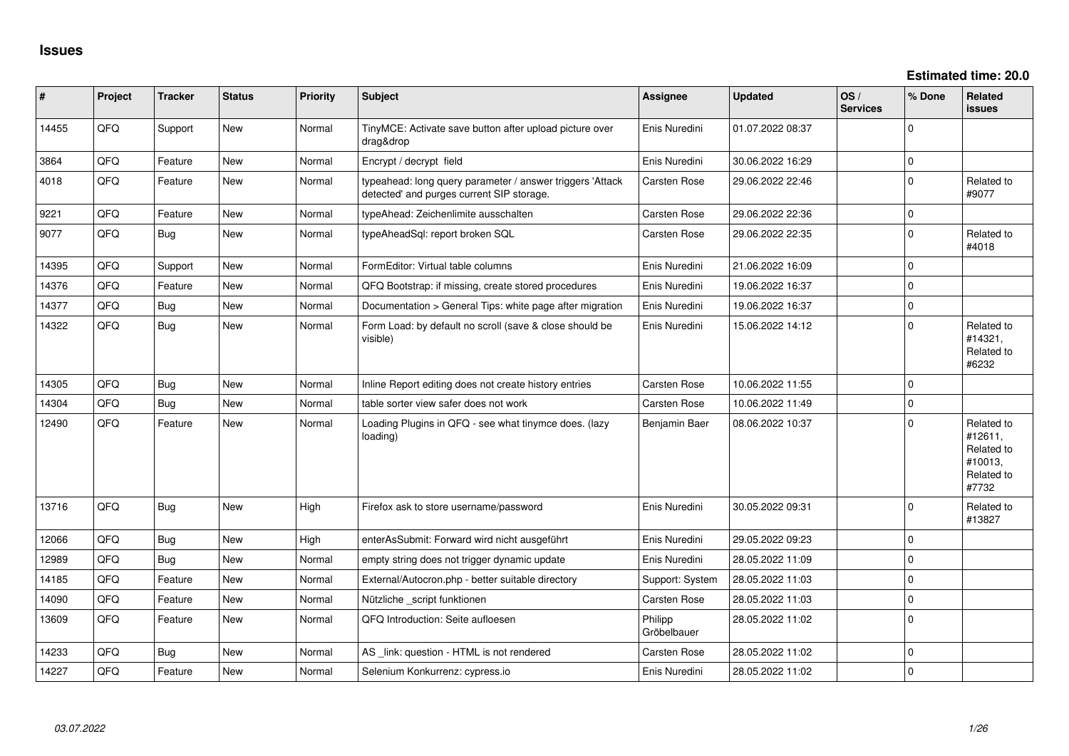# Issues

**Estimated time: 20.0**

| # | Project | Tracker | Status | Priority | Subject | Assignee | Updated | OS / Services | % Done | Related issues |
|---|---|---|---|---|---|---|---|---|---|---|
| 14455 | QFO | Support | New | Normal | TinyMCE: Activate save button after upload picture over drag&drop | Enis Nuredini | 01.07.2022 08:37 | | 0 | |
| 3864 | QFQ | Feature | New | Normal | Encrypt / decrypt field | Enis Nuredini | 30.06.2022 16:29 | | 0 | |
| 4018 | QFQ | Feature | New | Normal | typeahead: long query parameter / answer triggers 'Attack detected' and purges current SIP storage. | Carsten Rose | 29.06.2022 22:46 | | 0 | Related to #9077 |
| 9221 | QFQ | Feature | New | Normal | typeAhead: Zeichenlimite ausschalten | Carsten Rose | 29.06.2022 22:36 | | 0 | |
| 9077 | QFQ | Bug | New | Normal | typeAheadSql: report broken SQL | Carsten Rose | 29.06.2022 22:35 | | 0 | Related to #4018 |
| 14395 | QFQ | Support | New | Normal | FormEditor: Virtual table columns | Enis Nuredini | 21.06.2022 16:09 | | 0 | |
| 14376 | QFQ | Feature | New | Normal | QFQ Bootstrap: if missing, create stored procedures | Enis Nuredini | 19.06.2022 16:37 | | 0 | |
| 14377 | QFQ | Bug | New | Normal | Documentation > General Tips: white page after migration | Enis Nuredini | 19.06.2022 16:37 | | 0 | |
| 14322 | QFQ | Bug | New | Normal | Form Load: by default no scroll (save & close should be visible) | Enis Nuredini | 15.06.2022 14:12 | | 0 | Related to #14321, Related to #6232 |
| 14305 | QFQ | Bug | New | Normal | Inline Report editing does not create history entries | Carsten Rose | 10.06.2022 11:55 | | 0 | |
| 14304 | QFQ | Bug | New | Normal | table sorter view safer does not work | Carsten Rose | 10.06.2022 11:49 | | 0 | |
| 12490 | QFQ | Feature | New | Normal | Loading Plugins in QFQ - see what tinymce does. (lazy loading) | Benjamin Baer | 08.06.2022 10:37 | | 0 | Related to #12611, Related to #10013, Related to #7732 |
| 13716 | QFQ | Bug | New | High | Firefox ask to store username/password | Enis Nuredini | 30.05.2022 09:31 | | 0 | Related to #13827 |
| 12066 | QFQ | Bug | New | High | enterAsSubmit: Forward wird nicht ausgeführt | Enis Nuredini | 29.05.2022 09:23 | | 0 | |
| 12989 | QFQ | Bug | New | Normal | empty string does not trigger dynamic update | Enis Nuredini | 28.05.2022 11:09 | | 0 | |
| 14185 | QFQ | Feature | New | Normal | External/Autocron.php - better suitable directory | Support: System | 28.05.2022 11:03 | | 0 | |
| 14090 | QFQ | Feature | New | Normal | Nützliche _script funktionen | Carsten Rose | 28.05.2022 11:03 | | 0 | |
| 13609 | QFQ | Feature | New | Normal | QFQ Introduction: Seite aufloesen | Philipp Gröbelbauer | 28.05.2022 11:02 | | 0 | |
| 14233 | QFQ | Bug | New | Normal | AS _link: question - HTML is not rendered | Carsten Rose | 28.05.2022 11:02 | | 0 | |
| 14227 | QFQ | Feature | New | Normal | Selenium Konkurrenz: cypress.io | Enis Nuredini | 28.05.2022 11:02 | | 0 | |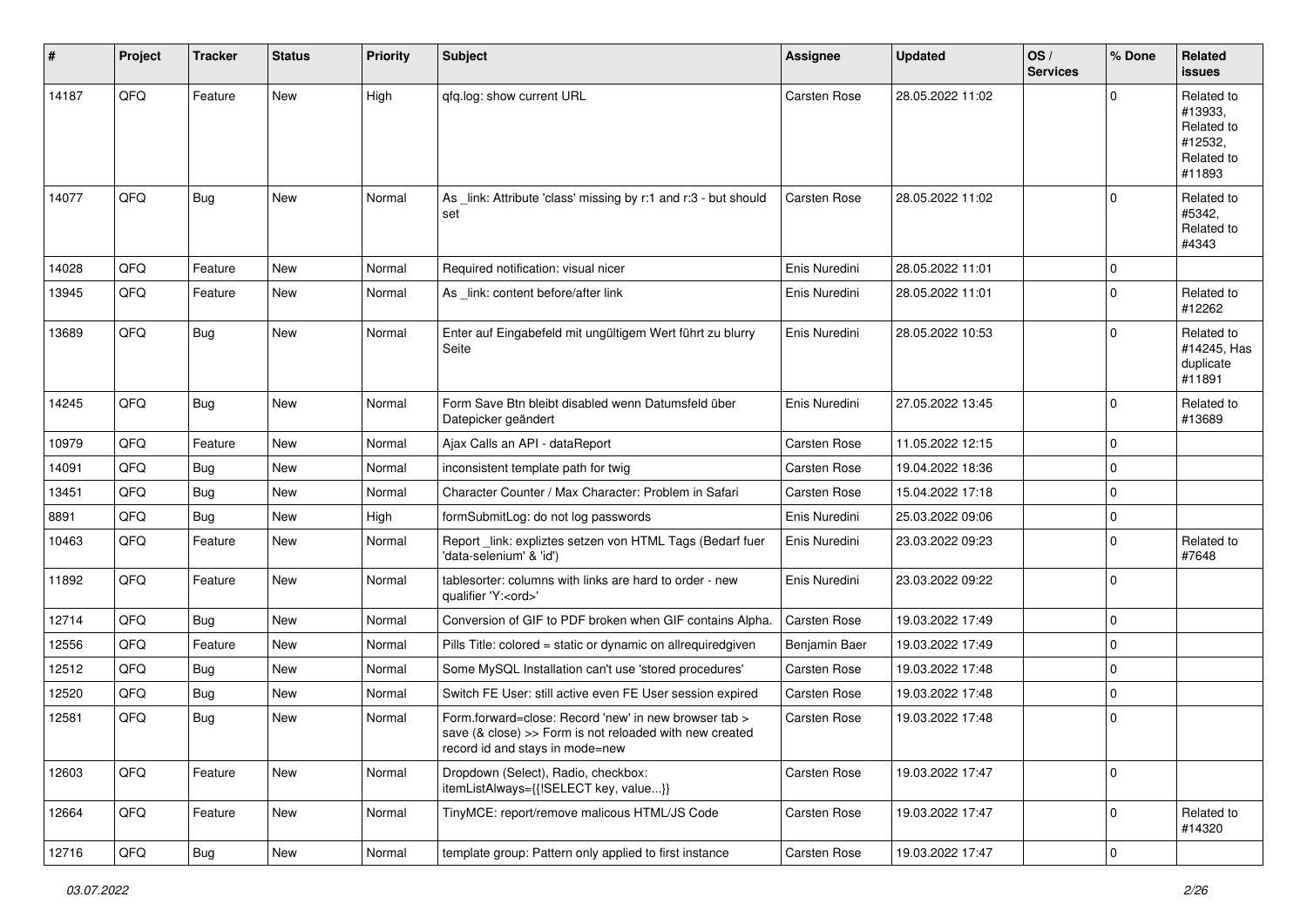| # | Project | Tracker | Status | Priority | Subject | Assignee | Updated | OS / Services | % Done | Related issues |
|---|---|---|---|---|---|---|---|---|---|---|
| 14187 | QFQ | Feature | New | High | qfq.log: show current URL | Carsten Rose | 28.05.2022 11:02 | | 0 | Related to #13933, Related to #12532, Related to #11893 |
| 14077 | QFQ | Bug | New | Normal | As _link: Attribute 'class' missing by r:1 and r:3 - but should set | Carsten Rose | 28.05.2022 11:02 | | 0 | Related to #5342, Related to #4343 |
| 14028 | QFQ | Feature | New | Normal | Required notification: visual nicer | Enis Nuredini | 28.05.2022 11:01 | | 0 | |
| 13945 | QFQ | Feature | New | Normal | As _link: content before/after link | Enis Nuredini | 28.05.2022 11:01 | | 0 | Related to #12262 |
| 13689 | QFQ | Bug | New | Normal | Enter auf Eingabefeld mit ungültigem Wert führt zu blurry Seite | Enis Nuredini | 28.05.2022 10:53 | | 0 | Related to #14245, Has duplicate #11891 |
| 14245 | QFQ | Bug | New | Normal | Form Save Btn bleibt disabled wenn Datumsfeld über Datepicker geändert | Enis Nuredini | 27.05.2022 13:45 | | 0 | Related to #13689 |
| 10979 | QFQ | Feature | New | Normal | Ajax Calls an API - dataReport | Carsten Rose | 11.05.2022 12:15 | | 0 | |
| 14091 | QFQ | Bug | New | Normal | inconsistent template path for twig | Carsten Rose | 19.04.2022 18:36 | | 0 | |
| 13451 | QFQ | Bug | New | Normal | Character Counter / Max Character: Problem in Safari | Carsten Rose | 15.04.2022 17:18 | | 0 | |
| 8891 | QFQ | Bug | New | High | formSubmitLog: do not log passwords | Enis Nuredini | 25.03.2022 09:06 | | 0 | |
| 10463 | QFQ | Feature | New | Normal | Report _link: expliztes setzen von HTML Tags (Bedarf fuer 'data-selenium' & 'id') | Enis Nuredini | 23.03.2022 09:23 | | 0 | Related to #7648 |
| 11892 | QFQ | Feature | New | Normal | tablesorter: columns with links are hard to order - new qualifier 'Y:<ord>' | Enis Nuredini | 23.03.2022 09:22 | | 0 | |
| 12714 | QFQ | Bug | New | Normal | Conversion of GIF to PDF broken when GIF contains Alpha. | Carsten Rose | 19.03.2022 17:49 | | 0 | |
| 12556 | QFQ | Feature | New | Normal | Pills Title: colored = static or dynamic on allrequiredgiven | Benjamin Baer | 19.03.2022 17:49 | | 0 | |
| 12512 | QFQ | Bug | New | Normal | Some MySQL Installation can't use 'stored procedures' | Carsten Rose | 19.03.2022 17:48 | | 0 | |
| 12520 | QFQ | Bug | New | Normal | Switch FE User: still active even FE User session expired | Carsten Rose | 19.03.2022 17:48 | | 0 | |
| 12581 | QFQ | Bug | New | Normal | Form.forward=close: Record 'new' in new browser tab > save (& close) >> Form is not reloaded with new created record id and stays in mode=new | Carsten Rose | 19.03.2022 17:48 | | 0 | |
| 12603 | QFQ | Feature | New | Normal | Dropdown (Select), Radio, checkbox: itemListAlways={{!SELECT key, value...}} | Carsten Rose | 19.03.2022 17:47 | | 0 | |
| 12664 | QFQ | Feature | New | Normal | TinyMCE: report/remove malicous HTML/JS Code | Carsten Rose | 19.03.2022 17:47 | | 0 | Related to #14320 |
| 12716 | QFQ | Bug | New | Normal | template group: Pattern only applied to first instance | Carsten Rose | 19.03.2022 17:47 | | 0 | |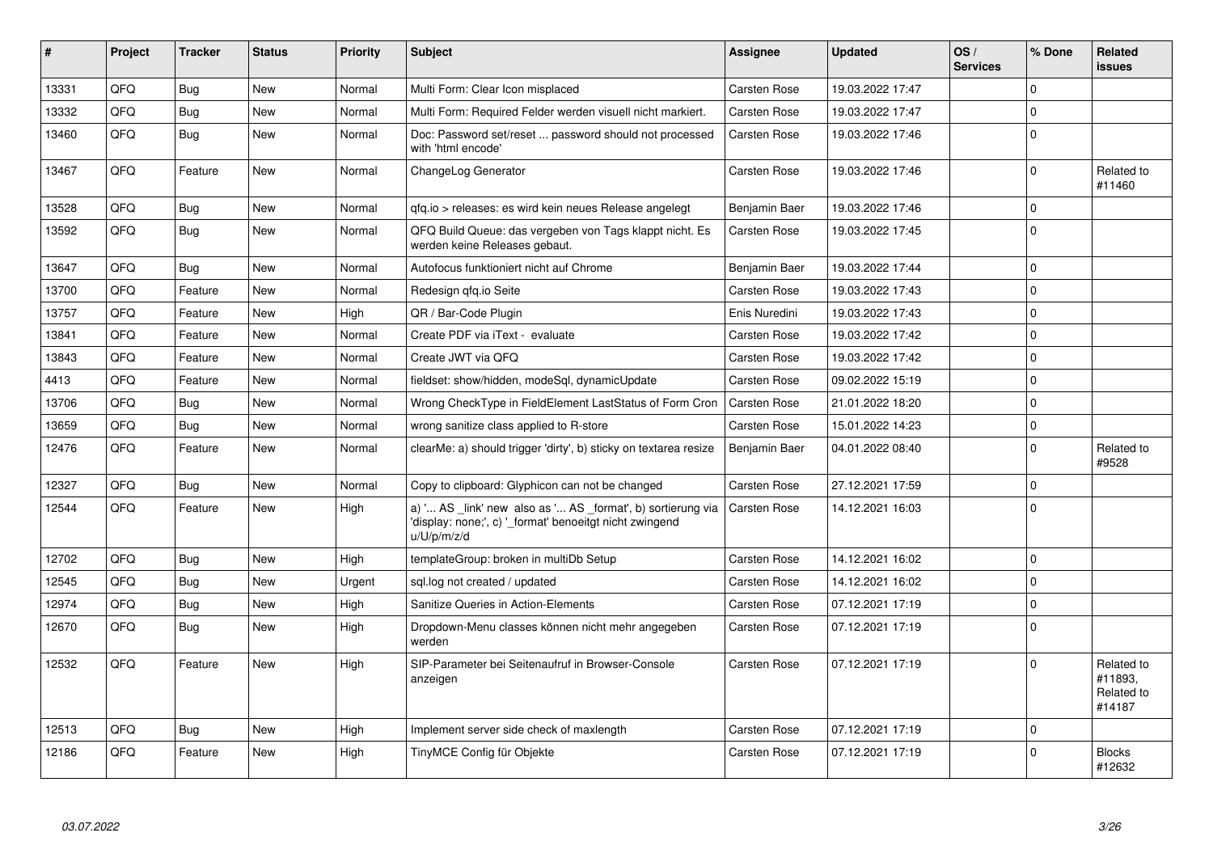| # | Project | Tracker | Status | Priority | Subject | Assignee | Updated | OS / Services | % Done | Related issues |
|---|---|---|---|---|---|---|---|---|---|---|
| 13331 | QFQ | Bug | New | Normal | Multi Form: Clear Icon misplaced | Carsten Rose | 19.03.2022 17:47 | | 0 | |
| 13332 | QFQ | Bug | New | Normal | Multi Form: Required Felder werden visuell nicht markiert. | Carsten Rose | 19.03.2022 17:47 | | 0 | |
| 13460 | QFQ | Bug | New | Normal | Doc: Password set/reset ... password should not processed with 'html encode' | Carsten Rose | 19.03.2022 17:46 | | 0 | |
| 13467 | QFQ | Feature | New | Normal | ChangeLog Generator | Carsten Rose | 19.03.2022 17:46 | | 0 | Related to #11460 |
| 13528 | QFQ | Bug | New | Normal | qfq.io > releases: es wird kein neues Release angelegt | Benjamin Baer | 19.03.2022 17:46 | | 0 | |
| 13592 | QFQ | Bug | New | Normal | QFQ Build Queue: das vergeben von Tags klappt nicht. Es werden keine Releases gebaut. | Carsten Rose | 19.03.2022 17:45 | | 0 | |
| 13647 | QFQ | Bug | New | Normal | Autofocus funktioniert nicht auf Chrome | Benjamin Baer | 19.03.2022 17:44 | | 0 | |
| 13700 | QFQ | Feature | New | Normal | Redesign qfq.io Seite | Carsten Rose | 19.03.2022 17:43 | | 0 | |
| 13757 | QFQ | Feature | New | High | QR / Bar-Code Plugin | Enis Nuredini | 19.03.2022 17:43 | | 0 | |
| 13841 | QFQ | Feature | New | Normal | Create PDF via iText - evaluate | Carsten Rose | 19.03.2022 17:42 | | 0 | |
| 13843 | QFQ | Feature | New | Normal | Create JWT via QFQ | Carsten Rose | 19.03.2022 17:42 | | 0 | |
| 4413 | QFQ | Feature | New | Normal | fieldset: show/hidden, modeSql, dynamicUpdate | Carsten Rose | 09.02.2022 15:19 | | 0 | |
| 13706 | QFQ | Bug | New | Normal | Wrong CheckType in FieldElement LastStatus of Form Cron | Carsten Rose | 21.01.2022 18:20 | | 0 | |
| 13659 | QFQ | Bug | New | Normal | wrong sanitize class applied to R-store | Carsten Rose | 15.01.2022 14:23 | | 0 | |
| 12476 | QFQ | Feature | New | Normal | clearMe: a) should trigger 'dirty', b) sticky on textarea resize | Benjamin Baer | 04.01.2022 08:40 | | 0 | Related to #9528 |
| 12327 | QFQ | Bug | New | Normal | Copy to clipboard: Glyphicon can not be changed | Carsten Rose | 27.12.2021 17:59 | | 0 | |
| 12544 | QFQ | Feature | New | High | a) '... AS _link' new also as '... AS _format', b) sortierung via 'display: none;', c) '_format' benoeitgt nicht zwingend u/U/p/m/z/d | Carsten Rose | 14.12.2021 16:03 | | 0 | |
| 12702 | QFQ | Bug | New | High | templateGroup: broken in multiDb Setup | Carsten Rose | 14.12.2021 16:02 | | 0 | |
| 12545 | QFQ | Bug | New | Urgent | sql.log not created / updated | Carsten Rose | 14.12.2021 16:02 | | 0 | |
| 12974 | QFQ | Bug | New | High | Sanitize Queries in Action-Elements | Carsten Rose | 07.12.2021 17:19 | | 0 | |
| 12670 | QFQ | Bug | New | High | Dropdown-Menu classes können nicht mehr angegeben werden | Carsten Rose | 07.12.2021 17:19 | | 0 | |
| 12532 | QFQ | Feature | New | High | SIP-Parameter bei Seitenaufruf in Browser-Console anzeigen | Carsten Rose | 07.12.2021 17:19 | | 0 | Related to #11893, Related to #14187 |
| 12513 | QFQ | Bug | New | High | Implement server side check of maxlength | Carsten Rose | 07.12.2021 17:19 | | 0 | |
| 12186 | QFQ | Feature | New | High | TinyMCE Config für Objekte | Carsten Rose | 07.12.2021 17:19 | | 0 | Blocks #12632 |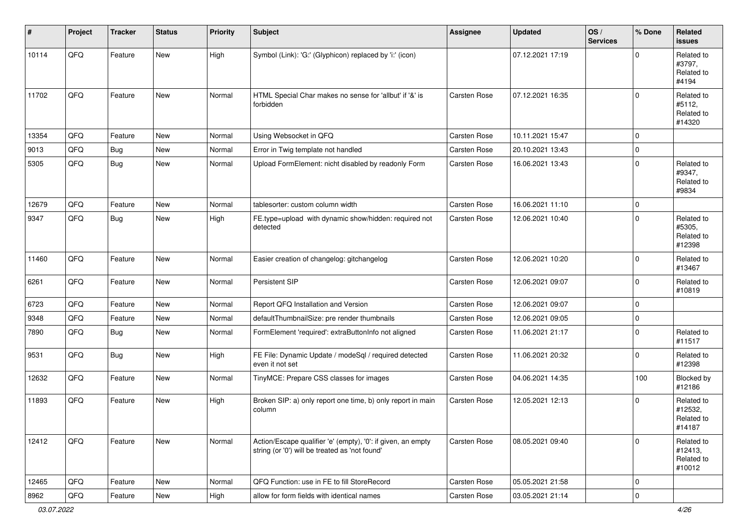| # | Project | Tracker | Status | Priority | Subject | Assignee | Updated | OS / Services | % Done | Related issues |
|---|---|---|---|---|---|---|---|---|---|---|
| 10114 | QFQ | Feature | New | High | Symbol (Link): 'G:' (Glyphicon) replaced by 'i:' (icon) | | 07.12.2021 17:19 | | 0 | Related to #3797, Related to #4194 |
| 11702 | QFQ | Feature | New | Normal | HTML Special Char makes no sense for 'allbut' if '&' is forbidden | Carsten Rose | 07.12.2021 16:35 | | 0 | Related to #5112, Related to #14320 |
| 13354 | QFQ | Feature | New | Normal | Using Websocket in QFQ | Carsten Rose | 10.11.2021 15:47 | | 0 | |
| 9013 | QFQ | Bug | New | Normal | Error in Twig template not handled | Carsten Rose | 20.10.2021 13:43 | | 0 | |
| 5305 | QFQ | Bug | New | Normal | Upload FormElement: nicht disabled by readonly Form | Carsten Rose | 16.06.2021 13:43 | | 0 | Related to #9347, Related to #9834 |
| 12679 | QFQ | Feature | New | Normal | tablesorter: custom column width | Carsten Rose | 16.06.2021 11:10 | | 0 | |
| 9347 | QFQ | Bug | New | High | FE.type=upload with dynamic show/hidden: required not detected | Carsten Rose | 12.06.2021 10:40 | | 0 | Related to #5305, Related to #12398 |
| 11460 | QFQ | Feature | New | Normal | Easier creation of changelog: gitchangelog | Carsten Rose | 12.06.2021 10:20 | | 0 | Related to #13467 |
| 6261 | QFQ | Feature | New | Normal | Persistent SIP | Carsten Rose | 12.06.2021 09:07 | | 0 | Related to #10819 |
| 6723 | QFQ | Feature | New | Normal | Report QFQ Installation and Version | Carsten Rose | 12.06.2021 09:07 | | 0 | |
| 9348 | QFQ | Feature | New | Normal | defaultThumbnailSize: pre render thumbnails | Carsten Rose | 12.06.2021 09:05 | | 0 | |
| 7890 | QFQ | Bug | New | Normal | FormElement 'required': extraButtonInfo not aligned | Carsten Rose | 11.06.2021 21:17 | | 0 | Related to #11517 |
| 9531 | QFQ | Bug | New | High | FE File: Dynamic Update / modeSql / required detected even it not set | Carsten Rose | 11.06.2021 20:32 | | 0 | Related to #12398 |
| 12632 | QFQ | Feature | New | Normal | TinyMCE: Prepare CSS classes for images | Carsten Rose | 04.06.2021 14:35 | | 100 | Blocked by #12186 |
| 11893 | QFQ | Feature | New | High | Broken SIP: a) only report one time, b) only report in main column | Carsten Rose | 12.05.2021 12:13 | | 0 | Related to #12532, Related to #14187 |
| 12412 | QFQ | Feature | New | Normal | Action/Escape qualifier 'e' (empty), '0': if given, an empty string (or '0') will be treated as 'not found' | Carsten Rose | 08.05.2021 09:40 | | 0 | Related to #12413, Related to #10012 |
| 12465 | QFQ | Feature | New | Normal | QFQ Function: use in FE to fill StoreRecord | Carsten Rose | 05.05.2021 21:58 | | 0 | |
| 8962 | QFQ | Feature | New | High | allow for form fields with identical names | Carsten Rose | 03.05.2021 21:14 | | 0 | |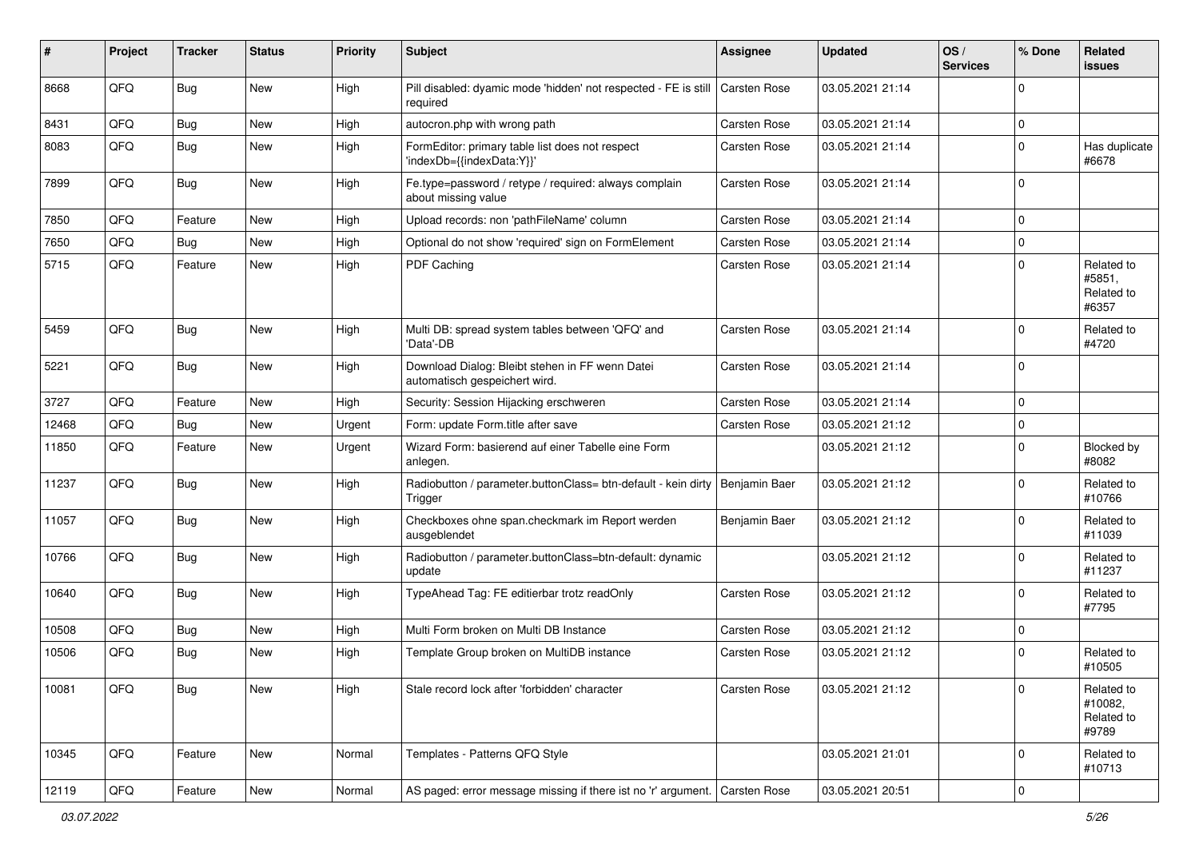| # | Project | Tracker | Status | Priority | Subject | Assignee | Updated | OS / Services | % Done | Related issues |
|---|---|---|---|---|---|---|---|---|---|---|
| 8668 | QFQ | Bug | New | High | Pill disabled: dyamic mode 'hidden' not respected - FE is still required | Carsten Rose | 03.05.2021 21:14 | | 0 | |
| 8431 | QFQ | Bug | New | High | autocron.php with wrong path | Carsten Rose | 03.05.2021 21:14 | | 0 | |
| 8083 | QFQ | Bug | New | High | FormEditor: primary table list does not respect 'indexDb={{indexData:Y}}' | Carsten Rose | 03.05.2021 21:14 | | 0 | Has duplicate #6678 |
| 7899 | QFQ | Bug | New | High | Fe.type=password / retype / required: always complain about missing value | Carsten Rose | 03.05.2021 21:14 | | 0 | |
| 7850 | QFQ | Feature | New | High | Upload records: non 'pathFileName' column | Carsten Rose | 03.05.2021 21:14 | | 0 | |
| 7650 | QFQ | Bug | New | High | Optional do not show 'required' sign on FormElement | Carsten Rose | 03.05.2021 21:14 | | 0 | |
| 5715 | QFQ | Feature | New | High | PDF Caching | Carsten Rose | 03.05.2021 21:14 | | 0 | Related to #5851, Related to #6357 |
| 5459 | QFQ | Bug | New | High | Multi DB: spread system tables between 'QFQ' and 'Data'-DB | Carsten Rose | 03.05.2021 21:14 | | 0 | Related to #4720 |
| 5221 | QFQ | Bug | New | High | Download Dialog: Bleibt stehen in FF wenn Datei automatisch gespeichert wird. | Carsten Rose | 03.05.2021 21:14 | | 0 | |
| 3727 | QFQ | Feature | New | High | Security: Session Hijacking erschweren | Carsten Rose | 03.05.2021 21:14 | | 0 | |
| 12468 | QFQ | Bug | New | Urgent | Form: update Form.title after save | Carsten Rose | 03.05.2021 21:12 | | 0 | |
| 11850 | QFQ | Feature | New | Urgent | Wizard Form: basierend auf einer Tabelle eine Form anlegen. | | 03.05.2021 21:12 | | 0 | Blocked by #8082 |
| 11237 | QFQ | Bug | New | High | Radiobutton / parameter.buttonClass= btn-default - kein dirty Trigger | Benjamin Baer | 03.05.2021 21:12 | | 0 | Related to #10766 |
| 11057 | QFQ | Bug | New | High | Checkboxes ohne span.checkmark im Report werden ausgeblendet | Benjamin Baer | 03.05.2021 21:12 | | 0 | Related to #11039 |
| 10766 | QFQ | Bug | New | High | Radiobutton / parameter.buttonClass=btn-default: dynamic update | | 03.05.2021 21:12 | | 0 | Related to #11237 |
| 10640 | QFQ | Bug | New | High | TypeAhead Tag: FE editierbar trotz readOnly | Carsten Rose | 03.05.2021 21:12 | | 0 | Related to #7795 |
| 10508 | QFQ | Bug | New | High | Multi Form broken on Multi DB Instance | Carsten Rose | 03.05.2021 21:12 | | 0 | |
| 10506 | QFQ | Bug | New | High | Template Group broken on MultiDB instance | Carsten Rose | 03.05.2021 21:12 | | 0 | Related to #10505 |
| 10081 | QFQ | Bug | New | High | Stale record lock after 'forbidden' character | Carsten Rose | 03.05.2021 21:12 | | 0 | Related to #10082, Related to #9789 |
| 10345 | QFQ | Feature | New | Normal | Templates - Patterns QFQ Style | | 03.05.2021 21:01 | | 0 | Related to #10713 |
| 12119 | QFQ | Feature | New | Normal | AS paged: error message missing if there ist no 'r' argument. | Carsten Rose | 03.05.2021 20:51 | | 0 | |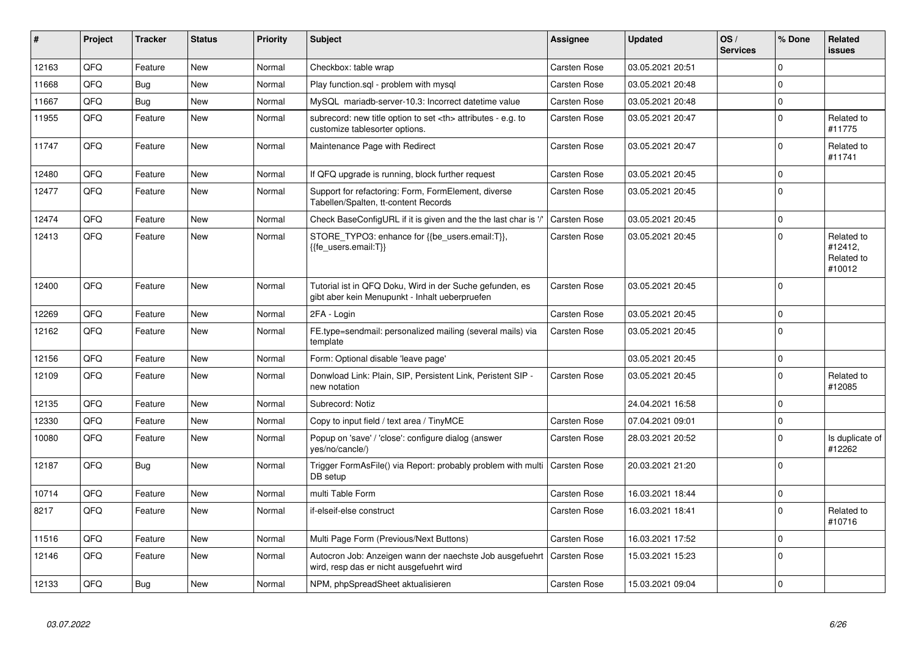| # | Project | Tracker | Status | Priority | Subject | Assignee | Updated | OS / Services | % Done | Related issues |
|---|---|---|---|---|---|---|---|---|---|---|
| 12163 | QFQ | Feature | New | Normal | Checkbox: table wrap | Carsten Rose | 03.05.2021 20:51 | | 0 | |
| 11668 | QFQ | Bug | New | Normal | Play function.sql - problem with mysql | Carsten Rose | 03.05.2021 20:48 | | 0 | |
| 11667 | QFQ | Bug | New | Normal | MySQL mariadb-server-10.3: Incorrect datetime value | Carsten Rose | 03.05.2021 20:48 | | 0 | |
| 11955 | QFQ | Feature | New | Normal | subrecord: new title option to set <th> attributes - e.g. to customize tablesorter options. | Carsten Rose | 03.05.2021 20:47 | | 0 | Related to #11775 |
| 11747 | QFQ | Feature | New | Normal | Maintenance Page with Redirect | Carsten Rose | 03.05.2021 20:47 | | 0 | Related to #11741 |
| 12480 | QFQ | Feature | New | Normal | If QFQ upgrade is running, block further request | Carsten Rose | 03.05.2021 20:45 | | 0 | |
| 12477 | QFQ | Feature | New | Normal | Support for refactoring: Form, FormElement, diverse Tabellen/Spalten, tt-content Records | Carsten Rose | 03.05.2021 20:45 | | 0 | |
| 12474 | QFQ | Feature | New | Normal | Check BaseConfigURL if it is given and the the last char is '/' | Carsten Rose | 03.05.2021 20:45 | | 0 | |
| 12413 | QFQ | Feature | New | Normal | STORE_TYPO3: enhance for {{be_users.email:T}}, {{fe_users.email:T}} | Carsten Rose | 03.05.2021 20:45 | | 0 | Related to #12412, Related to #10012 |
| 12400 | QFQ | Feature | New | Normal | Tutorial ist in QFQ Doku, Wird in der Suche gefunden, es gibt aber kein Menupunkt - Inhalt ueberpruefen | Carsten Rose | 03.05.2021 20:45 | | 0 | |
| 12269 | QFQ | Feature | New | Normal | 2FA - Login | Carsten Rose | 03.05.2021 20:45 | | 0 | |
| 12162 | QFQ | Feature | New | Normal | FE.type=sendmail: personalized mailing (several mails) via template | Carsten Rose | 03.05.2021 20:45 | | 0 | |
| 12156 | QFQ | Feature | New | Normal | Form: Optional disable 'leave page' | | 03.05.2021 20:45 | | 0 | |
| 12109 | QFQ | Feature | New | Normal | Donwload Link: Plain, SIP, Persistent Link, Peristent SIP - new notation | Carsten Rose | 03.05.2021 20:45 | | 0 | Related to #12085 |
| 12135 | QFQ | Feature | New | Normal | Subrecord: Notiz | | 24.04.2021 16:58 | | 0 | |
| 12330 | QFQ | Feature | New | Normal | Copy to input field / text area / TinyMCE | Carsten Rose | 07.04.2021 09:01 | | 0 | |
| 10080 | QFQ | Feature | New | Normal | Popup on 'save' / 'close': configure dialog (answer yes/no/cancle/) | Carsten Rose | 28.03.2021 20:52 | | 0 | Is duplicate of #12262 |
| 12187 | QFQ | Bug | New | Normal | Trigger FormAsFile() via Report: probably problem with multi DB setup | Carsten Rose | 20.03.2021 21:20 | | 0 | |
| 10714 | QFQ | Feature | New | Normal | multi Table Form | Carsten Rose | 16.03.2021 18:44 | | 0 | |
| 8217 | QFQ | Feature | New | Normal | if-elseif-else construct | Carsten Rose | 16.03.2021 18:41 | | 0 | Related to #10716 |
| 11516 | QFQ | Feature | New | Normal | Multi Page Form (Previous/Next Buttons) | Carsten Rose | 16.03.2021 17:52 | | 0 | |
| 12146 | QFQ | Feature | New | Normal | Autocron Job: Anzeigen wann der naechste Job ausgefuehrt wird, resp das er nicht ausgefuehrt wird | Carsten Rose | 15.03.2021 15:23 | | 0 | |
| 12133 | QFQ | Bug | New | Normal | NPM, phpSpreadSheet aktualisieren | Carsten Rose | 15.03.2021 09:04 | | 0 | |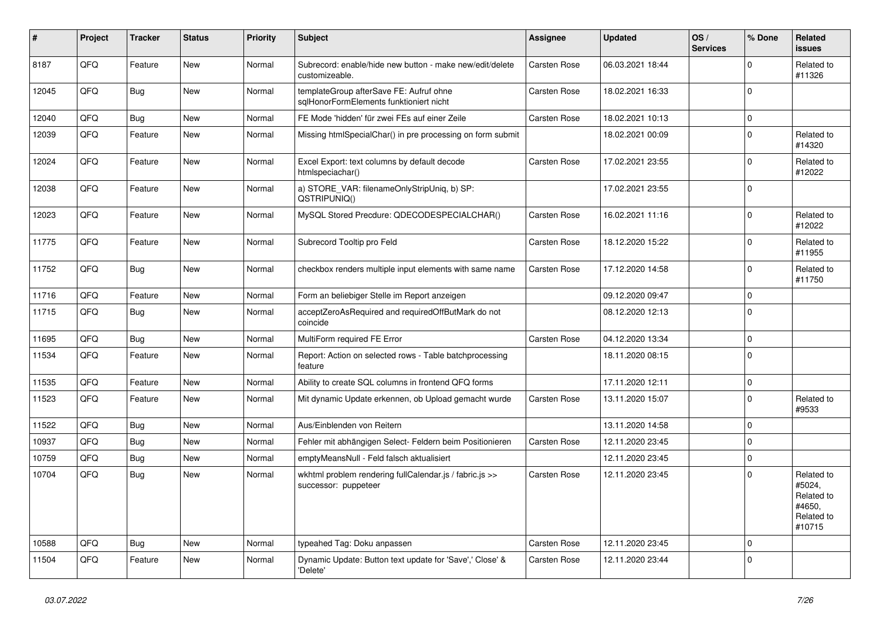| # | Project | Tracker | Status | Priority | Subject | Assignee | Updated | OS / Services | % Done | Related issues |
|---|---|---|---|---|---|---|---|---|---|---|
| 8187 | QFQ | Feature | New | Normal | Subrecord: enable/hide new button - make new/edit/delete customizeable. | Carsten Rose | 06.03.2021 18:44 | | 0 | Related to #11326 |
| 12045 | QFQ | Bug | New | Normal | templateGroup afterSave FE: Aufruf ohne sqlHonorFormElements funktioniert nicht | Carsten Rose | 18.02.2021 16:33 | | 0 | |
| 12040 | QFQ | Bug | New | Normal | FE Mode 'hidden' für zwei FEs auf einer Zeile | Carsten Rose | 18.02.2021 10:13 | | 0 | |
| 12039 | QFQ | Feature | New | Normal | Missing htmlSpecialChar() in pre processing on form submit | | 18.02.2021 00:09 | | 0 | Related to #14320 |
| 12024 | QFQ | Feature | New | Normal | Excel Export: text columns by default decode htmlspeciachar() | Carsten Rose | 17.02.2021 23:55 | | 0 | Related to #12022 |
| 12038 | QFQ | Feature | New | Normal | a) STORE_VAR: filenameOnlyStripUniq, b) SP: QSTRIPUNIQ() | | 17.02.2021 23:55 | | 0 | |
| 12023 | QFQ | Feature | New | Normal | MySQL Stored Precdure: QDECODESPECIALCHAR() | Carsten Rose | 16.02.2021 11:16 | | 0 | Related to #12022 |
| 11775 | QFQ | Feature | New | Normal | Subrecord Tooltip pro Feld | Carsten Rose | 18.12.2020 15:22 | | 0 | Related to #11955 |
| 11752 | QFQ | Bug | New | Normal | checkbox renders multiple input elements with same name | Carsten Rose | 17.12.2020 14:58 | | 0 | Related to #11750 |
| 11716 | QFQ | Feature | New | Normal | Form an beliebiger Stelle im Report anzeigen | | 09.12.2020 09:47 | | 0 | |
| 11715 | QFQ | Bug | New | Normal | acceptZeroAsRequired and requiredOffButMark do not coincide | | 08.12.2020 12:13 | | 0 | |
| 11695 | QFQ | Bug | New | Normal | MultiForm required FE Error | Carsten Rose | 04.12.2020 13:34 | | 0 | |
| 11534 | QFQ | Feature | New | Normal | Report: Action on selected rows - Table batchprocessing feature | | 18.11.2020 08:15 | | 0 | |
| 11535 | QFQ | Feature | New | Normal | Ability to create SQL columns in frontend QFQ forms | | 17.11.2020 12:11 | | 0 | |
| 11523 | QFQ | Feature | New | Normal | Mit dynamic Update erkennen, ob Upload gemacht wurde | Carsten Rose | 13.11.2020 15:07 | | 0 | Related to #9533 |
| 11522 | QFQ | Bug | New | Normal | Aus/Einblenden von Reitern | | 13.11.2020 14:58 | | 0 | |
| 10937 | QFQ | Bug | New | Normal | Fehler mit abhängigen Select- Feldern beim Positionieren | Carsten Rose | 12.11.2020 23:45 | | 0 | |
| 10759 | QFQ | Bug | New | Normal | emptyMeansNull - Feld falsch aktualisiert | | 12.11.2020 23:45 | | 0 | |
| 10704 | QFQ | Bug | New | Normal | wkhtml problem rendering fullCalendar.js / fabric.js >> successor: puppeteer | Carsten Rose | 12.11.2020 23:45 | | 0 | Related to #5024, Related to #4650, Related to #10715 |
| 10588 | QFQ | Bug | New | Normal | typeahed Tag: Doku anpassen | Carsten Rose | 12.11.2020 23:45 | | 0 | |
| 11504 | QFQ | Feature | New | Normal | Dynamic Update: Button text update for 'Save',' Close' & 'Delete' | Carsten Rose | 12.11.2020 23:44 | | 0 | |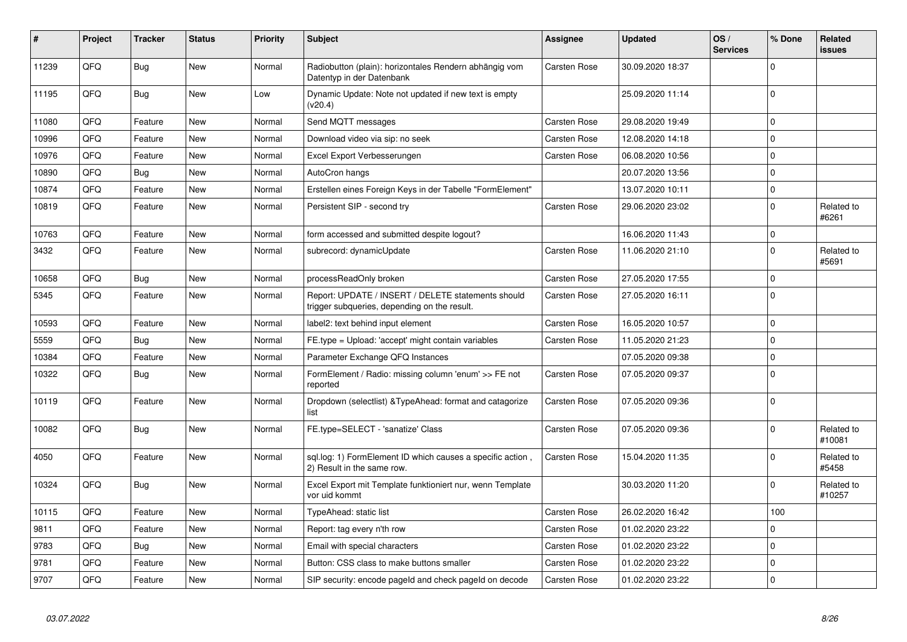| # | Project | Tracker | Status | Priority | Subject | Assignee | Updated | OS / Services | % Done | Related issues |
|---|---|---|---|---|---|---|---|---|---|---|
| 11239 | QFQ | Bug | New | Normal | Radiobutton (plain): horizontales Rendern abhängig vom Datentyp in der Datenbank | Carsten Rose | 30.09.2020 18:37 | | 0 | |
| 11195 | QFQ | Bug | New | Low | Dynamic Update: Note not updated if new text is empty (v20.4) | | 25.09.2020 11:14 | | 0 | |
| 11080 | QFQ | Feature | New | Normal | Send MQTT messages | Carsten Rose | 29.08.2020 19:49 | | 0 | |
| 10996 | QFQ | Feature | New | Normal | Download video via sip: no seek | Carsten Rose | 12.08.2020 14:18 | | 0 | |
| 10976 | QFQ | Feature | New | Normal | Excel Export Verbesserungen | Carsten Rose | 06.08.2020 10:56 | | 0 | |
| 10890 | QFQ | Bug | New | Normal | AutoCron hangs | | 20.07.2020 13:56 | | 0 | |
| 10874 | QFQ | Feature | New | Normal | Erstellen eines Foreign Keys in der Tabelle "FormElement" | | 13.07.2020 10:11 | | 0 | |
| 10819 | QFQ | Feature | New | Normal | Persistent SIP - second try | Carsten Rose | 29.06.2020 23:02 | | 0 | Related to #6261 |
| 10763 | QFQ | Feature | New | Normal | form accessed and submitted despite logout? | | 16.06.2020 11:43 | | 0 | |
| 3432 | QFQ | Feature | New | Normal | subrecord: dynamicUpdate | Carsten Rose | 11.06.2020 21:10 | | 0 | Related to #5691 |
| 10658 | QFQ | Bug | New | Normal | processReadOnly broken | Carsten Rose | 27.05.2020 17:55 | | 0 | |
| 5345 | QFQ | Feature | New | Normal | Report: UPDATE / INSERT / DELETE statements should trigger subqueries, depending on the result. | Carsten Rose | 27.05.2020 16:11 | | 0 | |
| 10593 | QFQ | Feature | New | Normal | label2: text behind input element | Carsten Rose | 16.05.2020 10:57 | | 0 | |
| 5559 | QFQ | Bug | New | Normal | FE.type = Upload: 'accept' might contain variables | Carsten Rose | 11.05.2020 21:23 | | 0 | |
| 10384 | QFQ | Feature | New | Normal | Parameter Exchange QFQ Instances | | 07.05.2020 09:38 | | 0 | |
| 10322 | QFQ | Bug | New | Normal | FormElement / Radio: missing column 'enum' >> FE not reported | Carsten Rose | 07.05.2020 09:37 | | 0 | |
| 10119 | QFQ | Feature | New | Normal | Dropdown (selectlist) &TypeAhead: format and catagorize list | Carsten Rose | 07.05.2020 09:36 | | 0 | |
| 10082 | QFQ | Bug | New | Normal | FE.type=SELECT - 'sanatize' Class | Carsten Rose | 07.05.2020 09:36 | | 0 | Related to #10081 |
| 4050 | QFQ | Feature | New | Normal | sql.log: 1) FormElement ID which causes a specific action , 2) Result in the same row. | Carsten Rose | 15.04.2020 11:35 | | 0 | Related to #5458 |
| 10324 | QFQ | Bug | New | Normal | Excel Export mit Template funktioniert nur, wenn Template vor uid kommt | | 30.03.2020 11:20 | | 0 | Related to #10257 |
| 10115 | QFQ | Feature | New | Normal | TypeAhead: static list | Carsten Rose | 26.02.2020 16:42 | | 100 | |
| 9811 | QFQ | Feature | New | Normal | Report: tag every n'th row | Carsten Rose | 01.02.2020 23:22 | | 0 | |
| 9783 | QFQ | Bug | New | Normal | Email with special characters | Carsten Rose | 01.02.2020 23:22 | | 0 | |
| 9781 | QFQ | Feature | New | Normal | Button: CSS class to make buttons smaller | Carsten Rose | 01.02.2020 23:22 | | 0 | |
| 9707 | QFQ | Feature | New | Normal | SIP security: encode pageId and check pageId on decode | Carsten Rose | 01.02.2020 23:22 | | 0 | |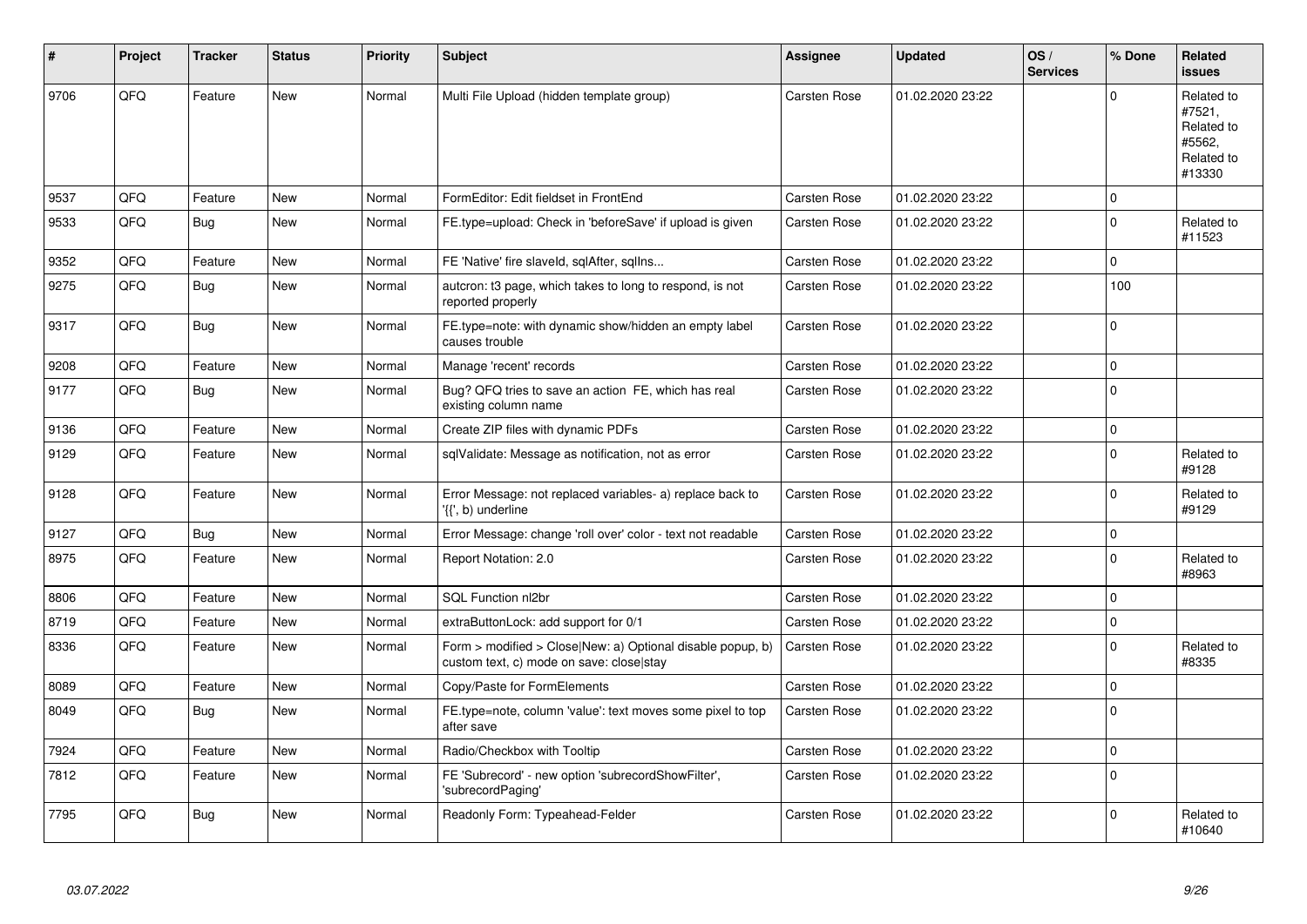| # | Project | Tracker | Status | Priority | Subject | Assignee | Updated | OS / Services | % Done | Related issues |
|---|---|---|---|---|---|---|---|---|---|---|
| 9706 | QFQ | Feature | New | Normal | Multi File Upload (hidden template group) | Carsten Rose | 01.02.2020 23:22 | | 0 | Related to #7521, Related to #5562, Related to #13330 |
| 9537 | QFQ | Feature | New | Normal | FormEditor: Edit fieldset in FrontEnd | Carsten Rose | 01.02.2020 23:22 | | 0 | |
| 9533 | QFQ | Bug | New | Normal | FE.type=upload: Check in 'beforeSave' if upload is given | Carsten Rose | 01.02.2020 23:22 | | 0 | Related to #11523 |
| 9352 | QFQ | Feature | New | Normal | FE 'Native' fire slaveId, sqlAfter, sqlIns... | Carsten Rose | 01.02.2020 23:22 | | 0 | |
| 9275 | QFQ | Bug | New | Normal | autcron: t3 page, which takes to long to respond, is not reported properly | Carsten Rose | 01.02.2020 23:22 | | 100 | |
| 9317 | QFQ | Bug | New | Normal | FE.type=note: with dynamic show/hidden an empty label causes trouble | Carsten Rose | 01.02.2020 23:22 | | 0 | |
| 9208 | QFQ | Feature | New | Normal | Manage 'recent' records | Carsten Rose | 01.02.2020 23:22 | | 0 | |
| 9177 | QFQ | Bug | New | Normal | Bug? QFQ tries to save an action FE, which has real existing column name | Carsten Rose | 01.02.2020 23:22 | | 0 | |
| 9136 | QFQ | Feature | New | Normal | Create ZIP files with dynamic PDFs | Carsten Rose | 01.02.2020 23:22 | | 0 | |
| 9129 | QFQ | Feature | New | Normal | sqlValidate: Message as notification, not as error | Carsten Rose | 01.02.2020 23:22 | | 0 | Related to #9128 |
| 9128 | QFQ | Feature | New | Normal | Error Message: not replaced variables- a) replace back to '{{', b) underline | Carsten Rose | 01.02.2020 23:22 | | 0 | Related to #9129 |
| 9127 | QFQ | Bug | New | Normal | Error Message: change 'roll over' color - text not readable | Carsten Rose | 01.02.2020 23:22 | | 0 | |
| 8975 | QFQ | Feature | New | Normal | Report Notation: 2.0 | Carsten Rose | 01.02.2020 23:22 | | 0 | Related to #8963 |
| 8806 | QFQ | Feature | New | Normal | SQL Function nl2br | Carsten Rose | 01.02.2020 23:22 | | 0 | |
| 8719 | QFQ | Feature | New | Normal | extraButtonLock: add support for 0/1 | Carsten Rose | 01.02.2020 23:22 | | 0 | |
| 8336 | QFQ | Feature | New | Normal | Form > modified > Close\|New: a) Optional disable popup, b) custom text, c) mode on save: close\|stay | Carsten Rose | 01.02.2020 23:22 | | 0 | Related to #8335 |
| 8089 | QFQ | Feature | New | Normal | Copy/Paste for FormElements | Carsten Rose | 01.02.2020 23:22 | | 0 | |
| 8049 | QFQ | Bug | New | Normal | FE.type=note, column 'value': text moves some pixel to top after save | Carsten Rose | 01.02.2020 23:22 | | 0 | |
| 7924 | QFQ | Feature | New | Normal | Radio/Checkbox with Tooltip | Carsten Rose | 01.02.2020 23:22 | | 0 | |
| 7812 | QFQ | Feature | New | Normal | FE 'Subrecord' - new option 'subrecordShowFilter', 'subrecordPaging' | Carsten Rose | 01.02.2020 23:22 | | 0 | |
| 7795 | QFQ | Bug | New | Normal | Readonly Form: Typeahead-Felder | Carsten Rose | 01.02.2020 23:22 | | 0 | Related to #10640 |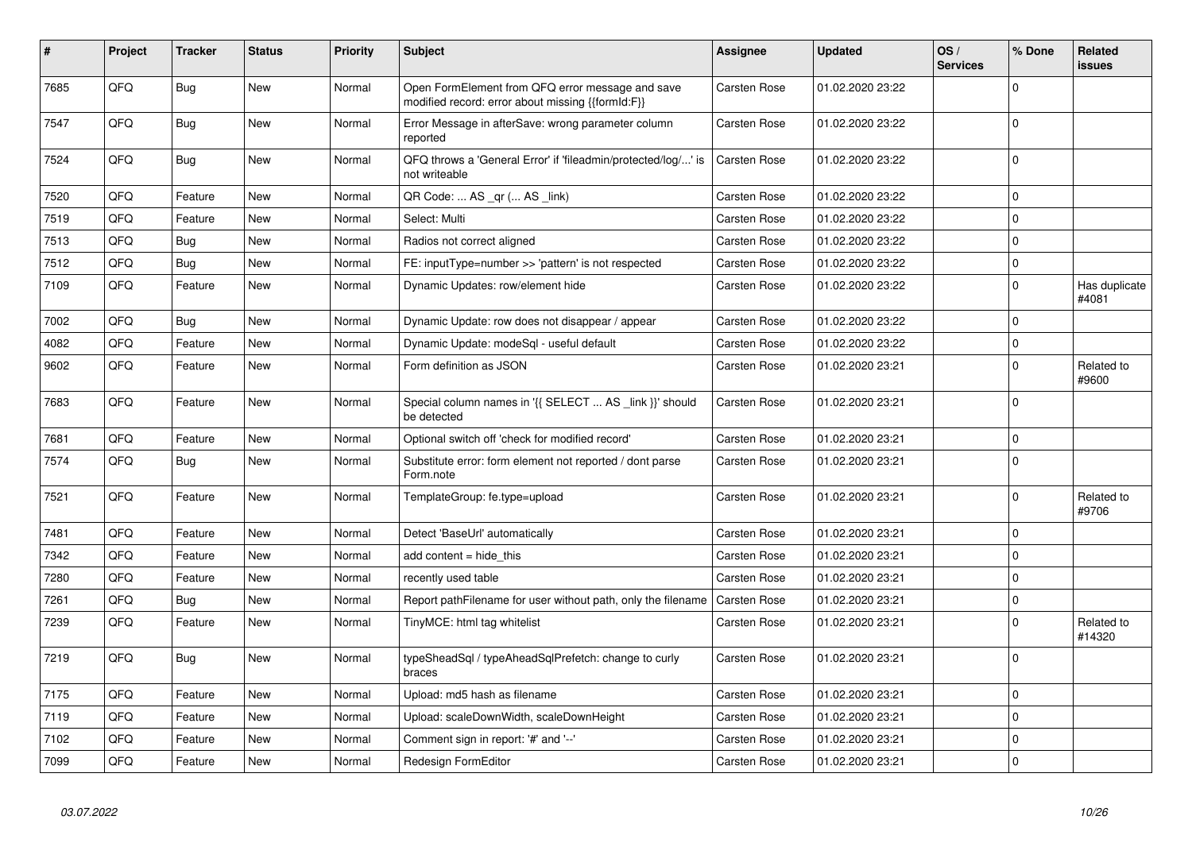| # | Project | Tracker | Status | Priority | Subject | Assignee | Updated | OS / Services | % Done | Related issues |
|---|---|---|---|---|---|---|---|---|---|---|
| 7685 | QFQ | Bug | New | Normal | Open FormElement from QFQ error message and save modified record: error about missing {{formId:F}} | Carsten Rose | 01.02.2020 23:22 | | 0 | |
| 7547 | QFQ | Bug | New | Normal | Error Message in afterSave: wrong parameter column reported | Carsten Rose | 01.02.2020 23:22 | | 0 | |
| 7524 | QFQ | Bug | New | Normal | QFQ throws a 'General Error' if 'fileadmin/protected/log/...' is not writeable | Carsten Rose | 01.02.2020 23:22 | | 0 | |
| 7520 | QFQ | Feature | New | Normal | QR Code: ... AS _qr (... AS _link) | Carsten Rose | 01.02.2020 23:22 | | 0 | |
| 7519 | QFQ | Feature | New | Normal | Select: Multi | Carsten Rose | 01.02.2020 23:22 | | 0 | |
| 7513 | QFQ | Bug | New | Normal | Radios not correct aligned | Carsten Rose | 01.02.2020 23:22 | | 0 | |
| 7512 | QFQ | Bug | New | Normal | FE: inputType=number >> 'pattern' is not respected | Carsten Rose | 01.02.2020 23:22 | | 0 | |
| 7109 | QFQ | Feature | New | Normal | Dynamic Updates: row/element hide | Carsten Rose | 01.02.2020 23:22 | | 0 | Has duplicate #4081 |
| 7002 | QFQ | Bug | New | Normal | Dynamic Update: row does not disappear / appear | Carsten Rose | 01.02.2020 23:22 | | 0 | |
| 4082 | QFQ | Feature | New | Normal | Dynamic Update: modeSql - useful default | Carsten Rose | 01.02.2020 23:22 | | 0 | |
| 9602 | QFQ | Feature | New | Normal | Form definition as JSON | Carsten Rose | 01.02.2020 23:21 | | 0 | Related to #9600 |
| 7683 | QFQ | Feature | New | Normal | Special column names in '{{ SELECT ... AS _link }}' should be detected | Carsten Rose | 01.02.2020 23:21 | | 0 | |
| 7681 | QFQ | Feature | New | Normal | Optional switch off 'check for modified record' | Carsten Rose | 01.02.2020 23:21 | | 0 | |
| 7574 | QFQ | Bug | New | Normal | Substitute error: form element not reported / dont parse Form.note | Carsten Rose | 01.02.2020 23:21 | | 0 | |
| 7521 | QFQ | Feature | New | Normal | TemplateGroup: fe.type=upload | Carsten Rose | 01.02.2020 23:21 | | 0 | Related to #9706 |
| 7481 | QFQ | Feature | New | Normal | Detect 'BaseUrl' automatically | Carsten Rose | 01.02.2020 23:21 | | 0 | |
| 7342 | QFQ | Feature | New | Normal | add content = hide_this | Carsten Rose | 01.02.2020 23:21 | | 0 | |
| 7280 | QFQ | Feature | New | Normal | recently used table | Carsten Rose | 01.02.2020 23:21 | | 0 | |
| 7261 | QFQ | Bug | New | Normal | Report pathFilename for user without path, only the filename | Carsten Rose | 01.02.2020 23:21 | | 0 | |
| 7239 | QFQ | Feature | New | Normal | TinyMCE: html tag whitelist | Carsten Rose | 01.02.2020 23:21 | | 0 | Related to #14320 |
| 7219 | QFQ | Bug | New | Normal | typeSheadSql / typeAheadSqlPrefetch: change to curly braces | Carsten Rose | 01.02.2020 23:21 | | 0 | |
| 7175 | QFQ | Feature | New | Normal | Upload: md5 hash as filename | Carsten Rose | 01.02.2020 23:21 | | 0 | |
| 7119 | QFQ | Feature | New | Normal | Upload: scaleDownWidth, scaleDownHeight | Carsten Rose | 01.02.2020 23:21 | | 0 | |
| 7102 | QFQ | Feature | New | Normal | Comment sign in report: '#' and '--' | Carsten Rose | 01.02.2020 23:21 | | 0 | |
| 7099 | QFQ | Feature | New | Normal | Redesign FormEditor | Carsten Rose | 01.02.2020 23:21 | | 0 | |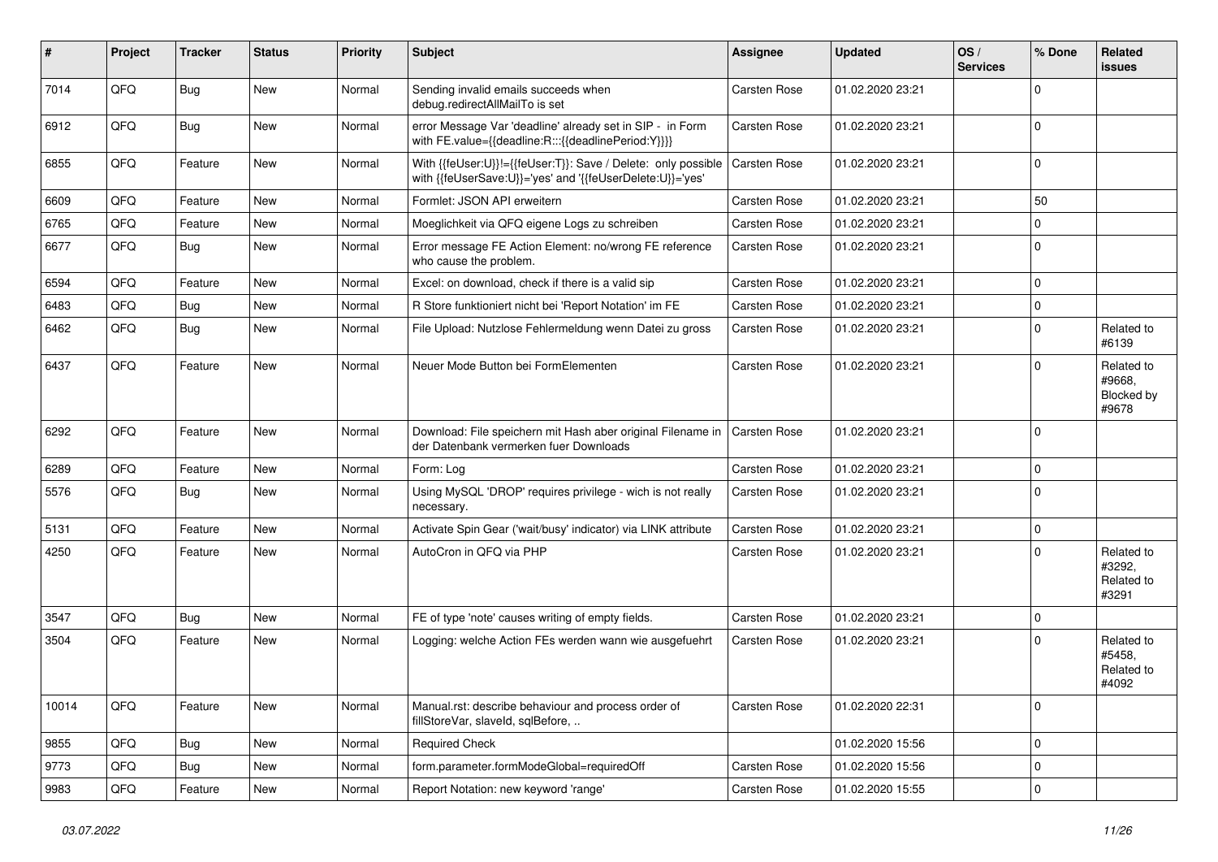| # | Project | Tracker | Status | Priority | Subject | Assignee | Updated | OS / Services | % Done | Related issues |
|---|---|---|---|---|---|---|---|---|---|---|
| 7014 | QFQ | Bug | New | Normal | Sending invalid emails succeeds when debug.redirectAllMailTo is set | Carsten Rose | 01.02.2020 23:21 | | 0 | |
| 6912 | QFQ | Bug | New | Normal | error Message Var 'deadline' already set in SIP - in Form with FE.value={{deadline:R:::{{deadlinePeriod:Y}}}} | Carsten Rose | 01.02.2020 23:21 | | 0 | |
| 6855 | QFQ | Feature | New | Normal | With {{feUser:U}}!={{feUser:T}}: Save / Delete: only possible with {{feUserSave:U}}='yes' and '{{feUserDelete:U}}='yes' | Carsten Rose | 01.02.2020 23:21 | | 0 | |
| 6609 | QFQ | Feature | New | Normal | Formlet: JSON API erweitern | Carsten Rose | 01.02.2020 23:21 | | 50 | |
| 6765 | QFQ | Feature | New | Normal | Moeglichkeit via QFQ eigene Logs zu schreiben | Carsten Rose | 01.02.2020 23:21 | | 0 | |
| 6677 | QFQ | Bug | New | Normal | Error message FE Action Element: no/wrong FE reference who cause the problem. | Carsten Rose | 01.02.2020 23:21 | | 0 | |
| 6594 | QFQ | Feature | New | Normal | Excel: on download, check if there is a valid sip | Carsten Rose | 01.02.2020 23:21 | | 0 | |
| 6483 | QFQ | Bug | New | Normal | R Store funktioniert nicht bei 'Report Notation' im FE | Carsten Rose | 01.02.2020 23:21 | | 0 | |
| 6462 | QFQ | Bug | New | Normal | File Upload: Nutzlose Fehlermeldung wenn Datei zu gross | Carsten Rose | 01.02.2020 23:21 | | 0 | Related to #6139 |
| 6437 | QFQ | Feature | New | Normal | Neuer Mode Button bei FormElementen | Carsten Rose | 01.02.2020 23:21 | | 0 | Related to #9668, Blocked by #9678 |
| 6292 | QFQ | Feature | New | Normal | Download: File speichern mit Hash aber original Filename in der Datenbank vermerken fuer Downloads | Carsten Rose | 01.02.2020 23:21 | | 0 | |
| 6289 | QFQ | Feature | New | Normal | Form: Log | Carsten Rose | 01.02.2020 23:21 | | 0 | |
| 5576 | QFQ | Bug | New | Normal | Using MySQL 'DROP' requires privilege - wich is not really necessary. | Carsten Rose | 01.02.2020 23:21 | | 0 | |
| 5131 | QFQ | Feature | New | Normal | Activate Spin Gear ('wait/busy' indicator) via LINK attribute | Carsten Rose | 01.02.2020 23:21 | | 0 | |
| 4250 | QFQ | Feature | New | Normal | AutoCron in QFQ via PHP | Carsten Rose | 01.02.2020 23:21 | | 0 | Related to #3292, Related to #3291 |
| 3547 | QFQ | Bug | New | Normal | FE of type 'note' causes writing of empty fields. | Carsten Rose | 01.02.2020 23:21 | | 0 | |
| 3504 | QFQ | Feature | New | Normal | Logging: welche Action FEs werden wann wie ausgefuehrt | Carsten Rose | 01.02.2020 23:21 | | 0 | Related to #5458, Related to #4092 |
| 10014 | QFQ | Feature | New | Normal | Manual.rst: describe behaviour and process order of fillStoreVar, slaveId, sqlBefore, .. | Carsten Rose | 01.02.2020 22:31 | | 0 | |
| 9855 | QFQ | Bug | New | Normal | Required Check | | 01.02.2020 15:56 | | 0 | |
| 9773 | QFQ | Bug | New | Normal | form.parameter.formModeGlobal=requiredOff | Carsten Rose | 01.02.2020 15:56 | | 0 | |
| 9983 | QFQ | Feature | New | Normal | Report Notation: new keyword 'range' | Carsten Rose | 01.02.2020 15:55 | | 0 | |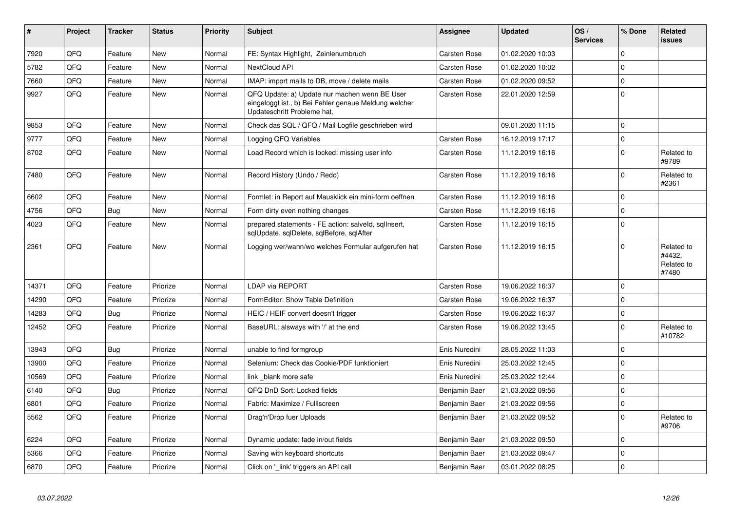| # | Project | Tracker | Status | Priority | Subject | Assignee | Updated | OS / Services | % Done | Related issues |
|---|---|---|---|---|---|---|---|---|---|---|
| 7920 | QFQ | Feature | New | Normal | FE: Syntax Highlight, Zeilenumbruch | Carsten Rose | 01.02.2020 10:03 | | 0 | |
| 5782 | QFQ | Feature | New | Normal | NextCloud API | Carsten Rose | 01.02.2020 10:02 | | 0 | |
| 7660 | QFQ | Feature | New | Normal | IMAP: import mails to DB, move / delete mails | Carsten Rose | 01.02.2020 09:52 | | 0 | |
| 9927 | QFQ | Feature | New | Normal | QFQ Update: a) Update nur machen wenn BE User eingeloggt ist., b) Bei Fehler genaue Meldung welcher Updateschritt Probleme hat. | Carsten Rose | 22.01.2020 12:59 | | 0 | |
| 9853 | QFQ | Feature | New | Normal | Check das SQL / QFQ / Mail Logfile geschrieben wird | | 09.01.2020 11:15 | | 0 | |
| 9777 | QFQ | Feature | New | Normal | Logging QFQ Variables | Carsten Rose | 16.12.2019 17:17 | | 0 | |
| 8702 | QFQ | Feature | New | Normal | Load Record which is locked: missing user info | Carsten Rose | 11.12.2019 16:16 | | 0 | Related to #9789 |
| 7480 | QFQ | Feature | New | Normal | Record History (Undo / Redo) | Carsten Rose | 11.12.2019 16:16 | | 0 | Related to #2361 |
| 6602 | QFQ | Feature | New | Normal | Formlet: in Report auf Mausklick ein mini-form oeffnen | Carsten Rose | 11.12.2019 16:16 | | 0 | |
| 4756 | QFQ | Bug | New | Normal | Form dirty even nothing changes | Carsten Rose | 11.12.2019 16:16 | | 0 | |
| 4023 | QFQ | Feature | New | Normal | prepared statements - FE action: salveld, sqlInsert, sqlUpdate, sqlDelete, sqlBefore, sqlAfter | Carsten Rose | 11.12.2019 16:15 | | 0 | |
| 2361 | QFQ | Feature | New | Normal | Logging wer/wann/wo welches Formular aufgerufen hat | Carsten Rose | 11.12.2019 16:15 | | 0 | Related to #4432, Related to #7480 |
| 14371 | QFQ | Feature | Priorize | Normal | LDAP via REPORT | Carsten Rose | 19.06.2022 16:37 | | 0 | |
| 14290 | QFQ | Feature | Priorize | Normal | FormEditor: Show Table Definition | Carsten Rose | 19.06.2022 16:37 | | 0 | |
| 14283 | QFQ | Bug | Priorize | Normal | HEIC / HEIF convert doesn't trigger | Carsten Rose | 19.06.2022 16:37 | | 0 | |
| 12452 | QFQ | Feature | Priorize | Normal | BaseURL: alsways with '/' at the end | Carsten Rose | 19.06.2022 13:45 | | 0 | Related to #10782 |
| 13943 | QFQ | Bug | Priorize | Normal | unable to find formgroup | Enis Nuredini | 28.05.2022 11:03 | | 0 | |
| 13900 | QFQ | Feature | Priorize | Normal | Selenium: Check das Cookie/PDF funktioniert | Enis Nuredini | 25.03.2022 12:45 | | 0 | |
| 10569 | QFQ | Feature | Priorize | Normal | link _blank more safe | Enis Nuredini | 25.03.2022 12:44 | | 0 | |
| 6140 | QFQ | Bug | Priorize | Normal | QFQ DnD Sort: Locked fields | Benjamin Baer | 21.03.2022 09:56 | | 0 | |
| 6801 | QFQ | Feature | Priorize | Normal | Fabric: Maximize / Fulllscreen | Benjamin Baer | 21.03.2022 09:56 | | 0 | |
| 5562 | QFQ | Feature | Priorize | Normal | Drag'n'Drop fuer Uploads | Benjamin Baer | 21.03.2022 09:52 | | 0 | Related to #9706 |
| 6224 | QFQ | Feature | Priorize | Normal | Dynamic update: fade in/out fields | Benjamin Baer | 21.03.2022 09:50 | | 0 | |
| 5366 | QFQ | Feature | Priorize | Normal | Saving with keyboard shortcuts | Benjamin Baer | 21.03.2022 09:47 | | 0 | |
| 6870 | QFQ | Feature | Priorize | Normal | Click on '_link' triggers an API call | Benjamin Baer | 03.01.2022 08:25 | | 0 | |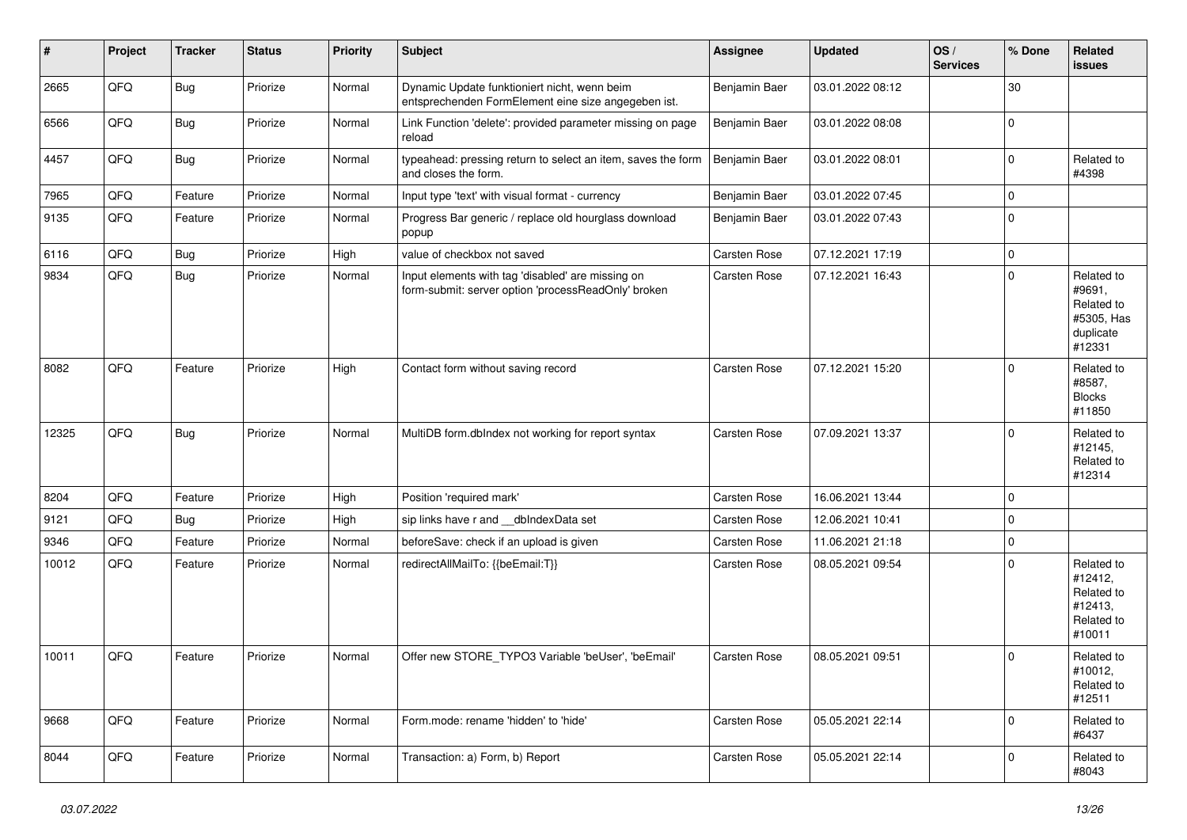| # | Project | Tracker | Status | Priority | Subject | Assignee | Updated | OS / Services | % Done | Related issues |
|---|---|---|---|---|---|---|---|---|---|---|
| 2665 | QFQ | Bug | Priorize | Normal | Dynamic Update funktioniert nicht, wenn beim entsprechenden FormElement eine size angegeben ist. | Benjamin Baer | 03.01.2022 08:12 | | 30 | |
| 6566 | QFQ | Bug | Priorize | Normal | Link Function 'delete': provided parameter missing on page reload | Benjamin Baer | 03.01.2022 08:08 | | 0 | |
| 4457 | QFQ | Bug | Priorize | Normal | typeahead: pressing return to select an item, saves the form and closes the form. | Benjamin Baer | 03.01.2022 08:01 | | 0 | Related to #4398 |
| 7965 | QFQ | Feature | Priorize | Normal | Input type 'text' with visual format - currency | Benjamin Baer | 03.01.2022 07:45 | | 0 | |
| 9135 | QFQ | Feature | Priorize | Normal | Progress Bar generic / replace old hourglass download popup | Benjamin Baer | 03.01.2022 07:43 | | 0 | |
| 6116 | QFQ | Bug | Priorize | High | value of checkbox not saved | Carsten Rose | 07.12.2021 17:19 | | 0 | |
| 9834 | QFQ | Bug | Priorize | Normal | Input elements with tag 'disabled' are missing on form-submit: server option 'processReadOnly' broken | Carsten Rose | 07.12.2021 16:43 | | 0 | Related to #9691, Related to #5305, Has duplicate #12331 |
| 8082 | QFQ | Feature | Priorize | High | Contact form without saving record | Carsten Rose | 07.12.2021 15:20 | | 0 | Related to #8587, Blocks #11850 |
| 12325 | QFQ | Bug | Priorize | Normal | MultiDB form.dbIndex not working for report syntax | Carsten Rose | 07.09.2021 13:37 | | 0 | Related to #12145, Related to #12314 |
| 8204 | QFQ | Feature | Priorize | High | Position 'required mark' | Carsten Rose | 16.06.2021 13:44 | | 0 | |
| 9121 | QFQ | Bug | Priorize | High | sip links have r and __dbIndexData set | Carsten Rose | 12.06.2021 10:41 | | 0 | |
| 9346 | QFQ | Feature | Priorize | Normal | beforeSave: check if an upload is given | Carsten Rose | 11.06.2021 21:18 | | 0 | |
| 10012 | QFQ | Feature | Priorize | Normal | redirectAllMailTo: {{beEmail:T}} | Carsten Rose | 08.05.2021 09:54 | | 0 | Related to #12412, Related to #12413, Related to #10011 |
| 10011 | QFQ | Feature | Priorize | Normal | Offer new STORE_TYPO3 Variable 'beUser', 'beEmail' | Carsten Rose | 08.05.2021 09:51 | | 0 | Related to #10012, Related to #12511 |
| 9668 | QFQ | Feature | Priorize | Normal | Form.mode: rename 'hidden' to 'hide' | Carsten Rose | 05.05.2021 22:14 | | 0 | Related to #6437 |
| 8044 | QFQ | Feature | Priorize | Normal | Transaction: a) Form, b) Report | Carsten Rose | 05.05.2021 22:14 | | 0 | Related to #8043 |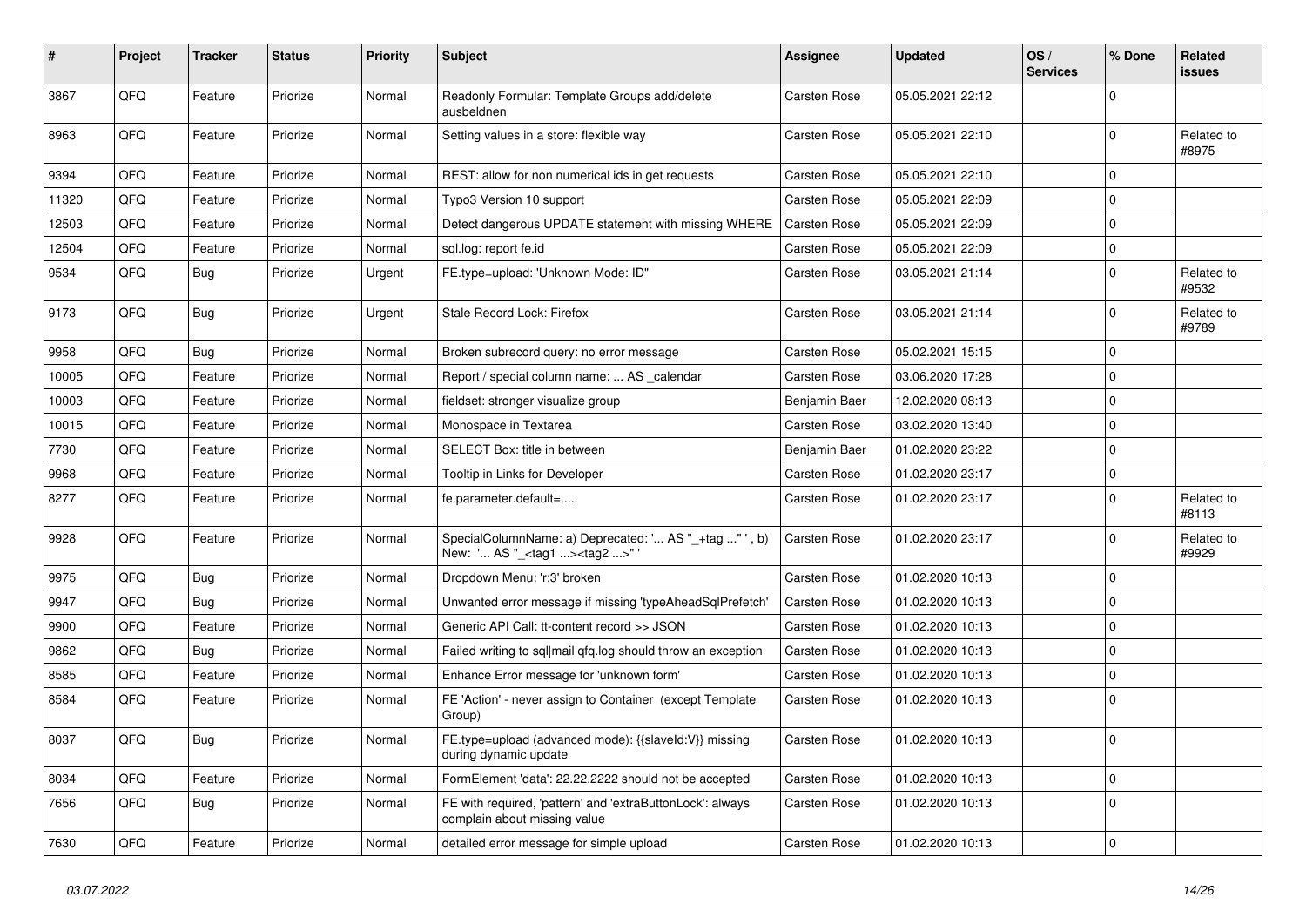| # | Project | Tracker | Status | Priority | Subject | Assignee | Updated | OS / Services | % Done | Related issues |
|---|---|---|---|---|---|---|---|---|---|---|
| 3867 | QFQ | Feature | Priorize | Normal | Readonly Formular: Template Groups add/delete ausbeldnen | Carsten Rose | 05.05.2021 22:12 | | 0 | |
| 8963 | QFQ | Feature | Priorize | Normal | Setting values in a store: flexible way | Carsten Rose | 05.05.2021 22:10 | | 0 | Related to #8975 |
| 9394 | QFQ | Feature | Priorize | Normal | REST: allow for non numerical ids in get requests | Carsten Rose | 05.05.2021 22:10 | | 0 | |
| 11320 | QFQ | Feature | Priorize | Normal | Typo3 Version 10 support | Carsten Rose | 05.05.2021 22:09 | | 0 | |
| 12503 | QFQ | Feature | Priorize | Normal | Detect dangerous UPDATE statement with missing WHERE | Carsten Rose | 05.05.2021 22:09 | | 0 | |
| 12504 | QFQ | Feature | Priorize | Normal | sql.log: report fe.id | Carsten Rose | 05.05.2021 22:09 | | 0 | |
| 9534 | QFQ | Bug | Priorize | Urgent | FE.type=upload: 'Unknown Mode: ID" | Carsten Rose | 03.05.2021 21:14 | | 0 | Related to #9532 |
| 9173 | QFQ | Bug | Priorize | Urgent | Stale Record Lock: Firefox | Carsten Rose | 03.05.2021 21:14 | | 0 | Related to #9789 |
| 9958 | QFQ | Bug | Priorize | Normal | Broken subrecord query: no error message | Carsten Rose | 05.02.2021 15:15 | | 0 | |
| 10005 | QFQ | Feature | Priorize | Normal | Report / special column name: ... AS _calendar | Carsten Rose | 03.06.2020 17:28 | | 0 | |
| 10003 | QFQ | Feature | Priorize | Normal | fieldset: stronger visualize group | Benjamin Baer | 12.02.2020 08:13 | | 0 | |
| 10015 | QFQ | Feature | Priorize | Normal | Monospace in Textarea | Carsten Rose | 03.02.2020 13:40 | | 0 | |
| 7730 | QFQ | Feature | Priorize | Normal | SELECT Box: title in between | Benjamin Baer | 01.02.2020 23:22 | | 0 | |
| 9968 | QFQ | Feature | Priorize | Normal | Tooltip in Links for Developer | Carsten Rose | 01.02.2020 23:17 | | 0 | |
| 8277 | QFQ | Feature | Priorize | Normal | fe.parameter.default=..... | Carsten Rose | 01.02.2020 23:17 | | 0 | Related to #8113 |
| 9928 | QFQ | Feature | Priorize | Normal | SpecialColumnName: a) Deprecated: '... AS "_+tag ..." ', b) New: '... AS "_<tag1 ...><tag2 ...>" ' | Carsten Rose | 01.02.2020 23:17 | | 0 | Related to #9929 |
| 9975 | QFQ | Bug | Priorize | Normal | Dropdown Menu: 'r:3' broken | Carsten Rose | 01.02.2020 10:13 | | 0 | |
| 9947 | QFQ | Bug | Priorize | Normal | Unwanted error message if missing 'typeAheadSqlPrefetch' | Carsten Rose | 01.02.2020 10:13 | | 0 | |
| 9900 | QFQ | Feature | Priorize | Normal | Generic API Call: tt-content record >> JSON | Carsten Rose | 01.02.2020 10:13 | | 0 | |
| 9862 | QFQ | Bug | Priorize | Normal | Failed writing to sql\|mail\|qfq.log should throw an exception | Carsten Rose | 01.02.2020 10:13 | | 0 | |
| 8585 | QFQ | Feature | Priorize | Normal | Enhance Error message for 'unknown form' | Carsten Rose | 01.02.2020 10:13 | | 0 | |
| 8584 | QFQ | Feature | Priorize | Normal | FE 'Action' - never assign to Container (except Template Group) | Carsten Rose | 01.02.2020 10:13 | | 0 | |
| 8037 | QFQ | Bug | Priorize | Normal | FE.type=upload (advanced mode): {{slaveId:V}} missing during dynamic update | Carsten Rose | 01.02.2020 10:13 | | 0 | |
| 8034 | QFQ | Feature | Priorize | Normal | FormElement 'data': 22.22.2222 should not be accepted | Carsten Rose | 01.02.2020 10:13 | | 0 | |
| 7656 | QFQ | Bug | Priorize | Normal | FE with required, 'pattern' and 'extraButtonLock': always complain about missing value | Carsten Rose | 01.02.2020 10:13 | | 0 | |
| 7630 | QFQ | Feature | Priorize | Normal | detailed error message for simple upload | Carsten Rose | 01.02.2020 10:13 | | 0 | |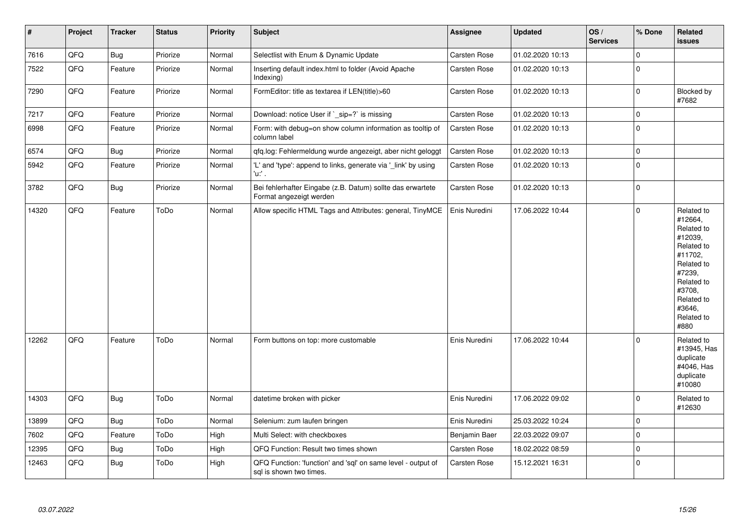| # | Project | Tracker | Status | Priority | Subject | Assignee | Updated | OS / Services | % Done | Related issues |
|---|---|---|---|---|---|---|---|---|---|---|
| 7616 | QFQ | Bug | Priorize | Normal | Selectlist with Enum & Dynamic Update | Carsten Rose | 01.02.2020 10:13 | | 0 | |
| 7522 | QFQ | Feature | Priorize | Normal | Inserting default index.html to folder (Avoid Apache Indexing) | Carsten Rose | 01.02.2020 10:13 | | 0 | |
| 7290 | QFQ | Feature | Priorize | Normal | FormEditor: title as textarea if LEN(title)>60 | Carsten Rose | 01.02.2020 10:13 | | 0 | Blocked by #7682 |
| 7217 | QFQ | Feature | Priorize | Normal | Download: notice User if `_sip=?` is missing | Carsten Rose | 01.02.2020 10:13 | | 0 | |
| 6998 | QFQ | Feature | Priorize | Normal | Form: with debug=on show column information as tooltip of column label | Carsten Rose | 01.02.2020 10:13 | | 0 | |
| 6574 | QFQ | Bug | Priorize | Normal | qfq.log: Fehlermeldung wurde angezeigt, aber nicht geloggt | Carsten Rose | 01.02.2020 10:13 | | 0 | |
| 5942 | QFQ | Feature | Priorize | Normal | 'L' and 'type': append to links, generate via '_link' by using 'u:' . | Carsten Rose | 01.02.2020 10:13 | | 0 | |
| 3782 | QFQ | Bug | Priorize | Normal | Bei fehlerhafter Eingabe (z.B. Datum) sollte das erwartete Format angezeigt werden | Carsten Rose | 01.02.2020 10:13 | | 0 | |
| 14320 | QFQ | Feature | ToDo | Normal | Allow specific HTML Tags and Attributes: general, TinyMCE | Enis Nuredini | 17.06.2022 10:44 | | 0 | Related to #12664, Related to #12039, Related to #11702, Related to #7239, Related to #3708, Related to #3646, Related to #880 |
| 12262 | QFQ | Feature | ToDo | Normal | Form buttons on top: more customable | Enis Nuredini | 17.06.2022 10:44 | | 0 | Related to #13945, Has duplicate #4046, Has duplicate #10080 |
| 14303 | QFQ | Bug | ToDo | Normal | datetime broken with picker | Enis Nuredini | 17.06.2022 09:02 | | 0 | Related to #12630 |
| 13899 | QFQ | Bug | ToDo | Normal | Selenium: zum laufen bringen | Enis Nuredini | 25.03.2022 10:24 | | 0 | |
| 7602 | QFQ | Feature | ToDo | High | Multi Select: with checkboxes | Benjamin Baer | 22.03.2022 09:07 | | 0 | |
| 12395 | QFQ | Bug | ToDo | High | QFQ Function: Result two times shown | Carsten Rose | 18.02.2022 08:59 | | 0 | |
| 12463 | QFQ | Bug | ToDo | High | QFQ Function: 'function' and 'sql' on same level - output of sql is shown two times. | Carsten Rose | 15.12.2021 16:31 | | 0 | |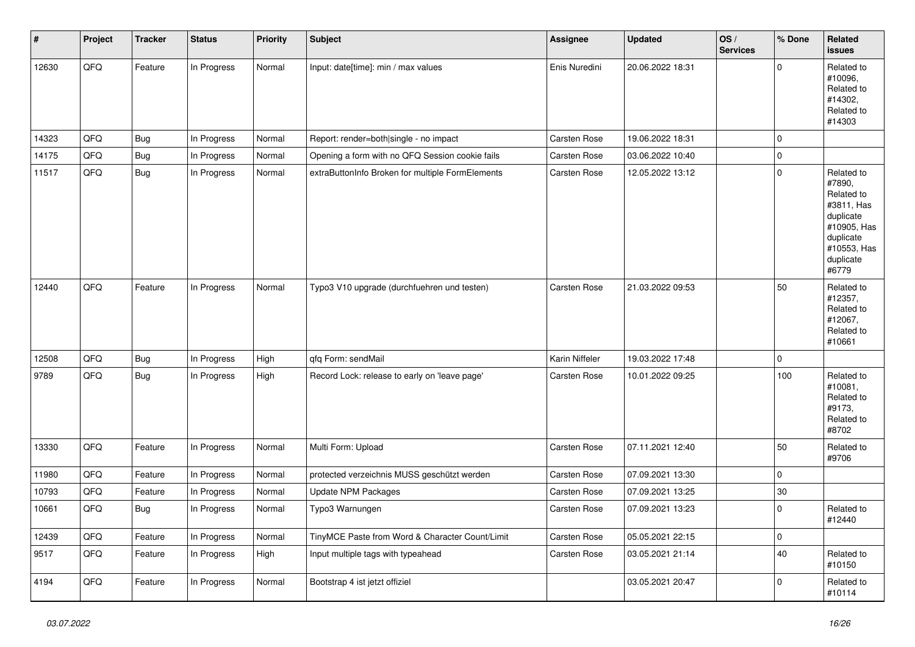| # | Project | Tracker | Status | Priority | Subject | Assignee | Updated | OS / Services | % Done | Related issues |
|---|---|---|---|---|---|---|---|---|---|---|
| 12630 | QFQ | Feature | In Progress | Normal | Input: date[time]: min / max values | Enis Nuredini | 20.06.2022 18:31 | | 0 | Related to #10096, Related to #14302, Related to #14303 |
| 14323 | QFQ | Bug | In Progress | Normal | Report: render=both\|single - no impact | Carsten Rose | 19.06.2022 18:31 | | 0 | |
| 14175 | QFQ | Bug | In Progress | Normal | Opening a form with no QFQ Session cookie fails | Carsten Rose | 03.06.2022 10:40 | | 0 | |
| 11517 | QFQ | Bug | In Progress | Normal | extraButtonInfo Broken for multiple FormElements | Carsten Rose | 12.05.2022 13:12 | | 0 | Related to #7890, Related to #3811, Has duplicate #10905, Has duplicate #10553, Has duplicate #6779 |
| 12440 | QFQ | Feature | In Progress | Normal | Typo3 V10 upgrade (durchfuehren und testen) | Carsten Rose | 21.03.2022 09:53 | | 50 | Related to #12357, Related to #12067, Related to #10661 |
| 12508 | QFQ | Bug | In Progress | High | qfq Form: sendMail | Karin Niffeler | 19.03.2022 17:48 | | 0 | |
| 9789 | QFQ | Bug | In Progress | High | Record Lock: release to early on 'leave page' | Carsten Rose | 10.01.2022 09:25 | | 100 | Related to #10081, Related to #9173, Related to #8702 |
| 13330 | QFQ | Feature | In Progress | Normal | Multi Form: Upload | Carsten Rose | 07.11.2021 12:40 | | 50 | Related to #9706 |
| 11980 | QFQ | Feature | In Progress | Normal | protected verzeichnis MUSS geschützt werden | Carsten Rose | 07.09.2021 13:30 | | 0 | |
| 10793 | QFQ | Feature | In Progress | Normal | Update NPM Packages | Carsten Rose | 07.09.2021 13:25 | | 30 | |
| 10661 | QFQ | Bug | In Progress | Normal | Typo3 Warnungen | Carsten Rose | 07.09.2021 13:23 | | 0 | Related to #12440 |
| 12439 | QFQ | Feature | In Progress | Normal | TinyMCE Paste from Word & Character Count/Limit | Carsten Rose | 05.05.2021 22:15 | | 0 | |
| 9517 | QFQ | Feature | In Progress | High | Input multiple tags with typeahead | Carsten Rose | 03.05.2021 21:14 | | 40 | Related to #10150 |
| 4194 | QFQ | Feature | In Progress | Normal | Bootstrap 4 ist jetzt offiziel | | 03.05.2021 20:47 | | 0 | Related to #10114 |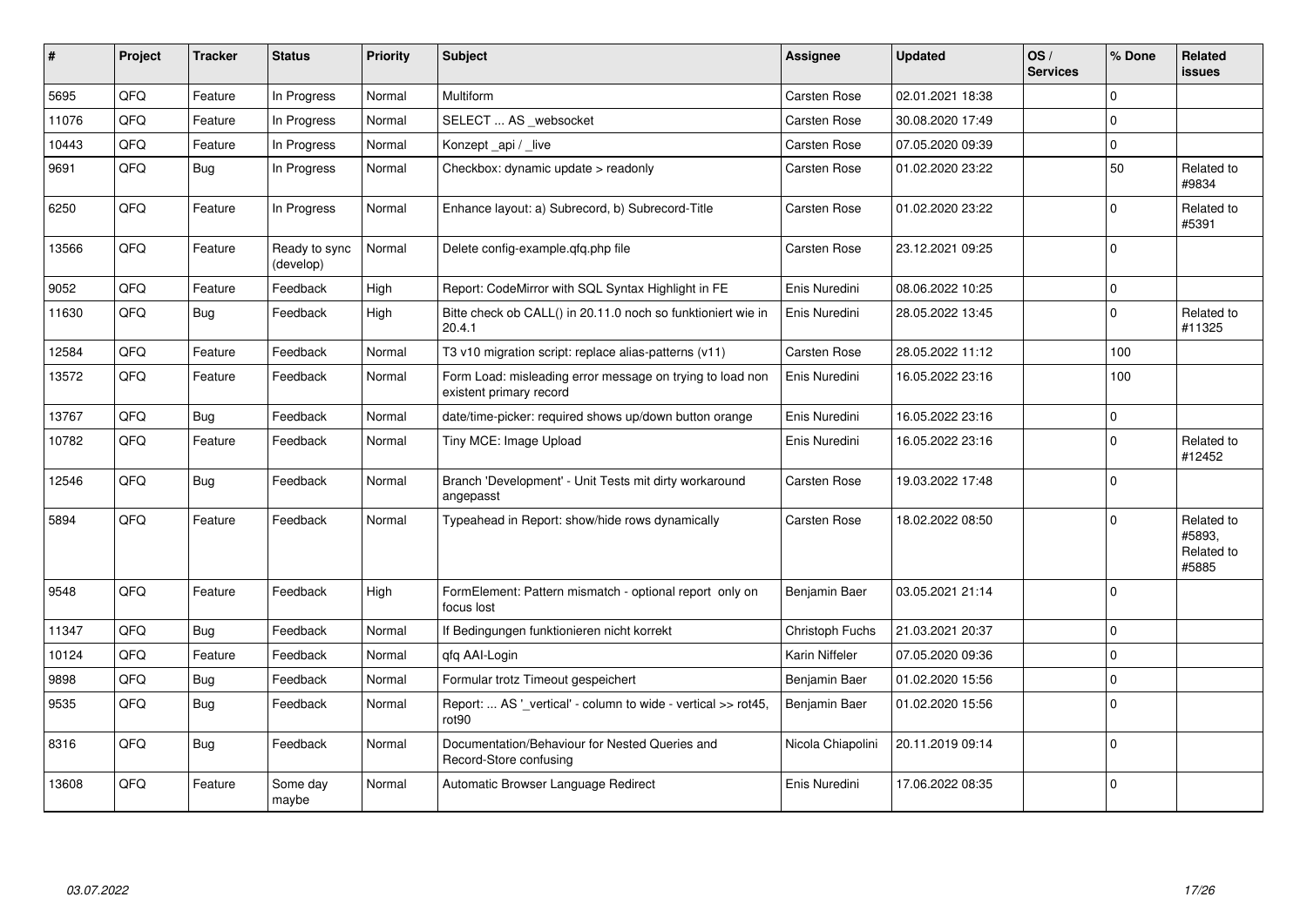| # | Project | Tracker | Status | Priority | Subject | Assignee | Updated | OS / Services | % Done | Related issues |
|---|---|---|---|---|---|---|---|---|---|---|
| 5695 | QFQ | Feature | In Progress | Normal | Multiform | Carsten Rose | 02.01.2021 18:38 | | 0 | |
| 11076 | QFQ | Feature | In Progress | Normal | SELECT ... AS _websocket | Carsten Rose | 30.08.2020 17:49 | | 0 | |
| 10443 | QFQ | Feature | In Progress | Normal | Konzept _api / _live | Carsten Rose | 07.05.2020 09:39 | | 0 | |
| 9691 | QFQ | Bug | In Progress | Normal | Checkbox: dynamic update > readonly | Carsten Rose | 01.02.2020 23:22 | | 50 | Related to #9834 |
| 6250 | QFQ | Feature | In Progress | Normal | Enhance layout: a) Subrecord, b) Subrecord-Title | Carsten Rose | 01.02.2020 23:22 | | 0 | Related to #5391 |
| 13566 | QFQ | Feature | Ready to sync (develop) | Normal | Delete config-example.qfq.php file | Carsten Rose | 23.12.2021 09:25 | | 0 | |
| 9052 | QFQ | Feature | Feedback | High | Report: CodeMirror with SQL Syntax Highlight in FE | Enis Nuredini | 08.06.2022 10:25 | | 0 | |
| 11630 | QFQ | Bug | Feedback | High | Bitte check ob CALL() in 20.11.0 noch so funktioniert wie in 20.4.1 | Enis Nuredini | 28.05.2022 13:45 | | 0 | Related to #11325 |
| 12584 | QFQ | Feature | Feedback | Normal | T3 v10 migration script: replace alias-patterns (v11) | Carsten Rose | 28.05.2022 11:12 | | 100 | |
| 13572 | QFQ | Feature | Feedback | Normal | Form Load: misleading error message on trying to load non existent primary record | Enis Nuredini | 16.05.2022 23:16 | | 100 | |
| 13767 | QFQ | Bug | Feedback | Normal | date/time-picker: required shows up/down button orange | Enis Nuredini | 16.05.2022 23:16 | | 0 | |
| 10782 | QFQ | Feature | Feedback | Normal | Tiny MCE: Image Upload | Enis Nuredini | 16.05.2022 23:16 | | 0 | Related to #12452 |
| 12546 | QFQ | Bug | Feedback | Normal | Branch 'Development' - Unit Tests mit dirty workaround angepasst | Carsten Rose | 19.03.2022 17:48 | | 0 | |
| 5894 | QFQ | Feature | Feedback | Normal | Typeahead in Report: show/hide rows dynamically | Carsten Rose | 18.02.2022 08:50 | | 0 | Related to #5893, Related to #5885 |
| 9548 | QFQ | Feature | Feedback | High | FormElement: Pattern mismatch - optional report only on focus lost | Benjamin Baer | 03.05.2021 21:14 | | 0 | |
| 11347 | QFQ | Bug | Feedback | Normal | If Bedingungen funktionieren nicht korrekt | Christoph Fuchs | 21.03.2021 20:37 | | 0 | |
| 10124 | QFQ | Feature | Feedback | Normal | qfq AAI-Login | Karin Niffeler | 07.05.2020 09:36 | | 0 | |
| 9898 | QFQ | Bug | Feedback | Normal | Formular trotz Timeout gespeichert | Benjamin Baer | 01.02.2020 15:56 | | 0 | |
| 9535 | QFQ | Bug | Feedback | Normal | Report: ... AS '_vertical' - column to wide - vertical >> rot45, rot90 | Benjamin Baer | 01.02.2020 15:56 | | 0 | |
| 8316 | QFQ | Bug | Feedback | Normal | Documentation/Behaviour for Nested Queries and Record-Store confusing | Nicola Chiapolini | 20.11.2019 09:14 | | 0 | |
| 13608 | QFQ | Feature | Some day maybe | Normal | Automatic Browser Language Redirect | Enis Nuredini | 17.06.2022 08:35 | | 0 | |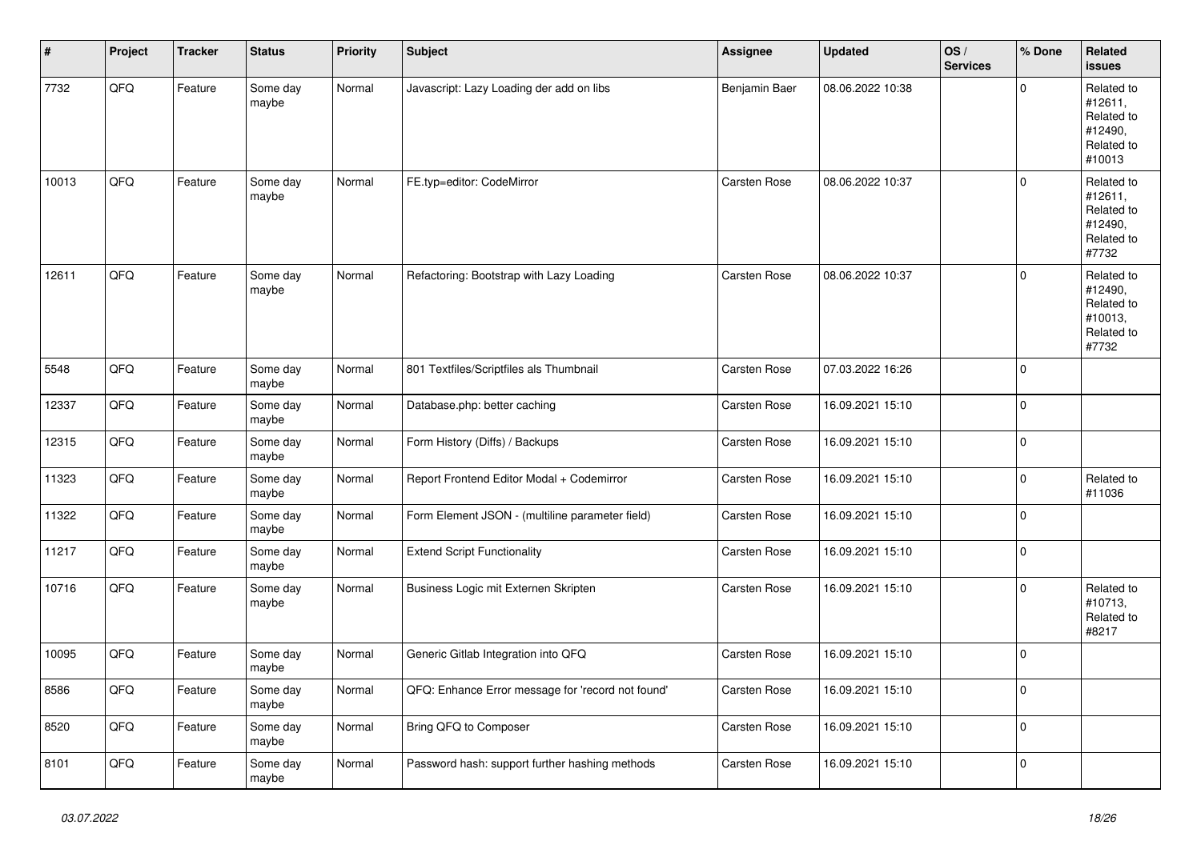| # | Project | Tracker | Status | Priority | Subject | Assignee | Updated | OS / Services | % Done | Related issues |
|---|---|---|---|---|---|---|---|---|---|---|
| 7732 | QFQ | Feature | Some day maybe | Normal | Javascript: Lazy Loading der add on libs | Benjamin Baer | 08.06.2022 10:38 | | 0 | Related to #12611, Related to #12490, Related to #10013 |
| 10013 | QFQ | Feature | Some day maybe | Normal | FE.typ=editor: CodeMirror | Carsten Rose | 08.06.2022 10:37 | | 0 | Related to #12611, Related to #12490, Related to #7732 |
| 12611 | QFQ | Feature | Some day maybe | Normal | Refactoring: Bootstrap with Lazy Loading | Carsten Rose | 08.06.2022 10:37 | | 0 | Related to #12490, Related to #10013, Related to #7732 |
| 5548 | QFQ | Feature | Some day maybe | Normal | 801 Textfiles/Scriptfiles als Thumbnail | Carsten Rose | 07.03.2022 16:26 | | 0 | |
| 12337 | QFQ | Feature | Some day maybe | Normal | Database.php: better caching | Carsten Rose | 16.09.2021 15:10 | | 0 | |
| 12315 | QFQ | Feature | Some day maybe | Normal | Form History (Diffs) / Backups | Carsten Rose | 16.09.2021 15:10 | | 0 | |
| 11323 | QFQ | Feature | Some day maybe | Normal | Report Frontend Editor Modal + Codemirror | Carsten Rose | 16.09.2021 15:10 | | 0 | Related to #11036 |
| 11322 | QFQ | Feature | Some day maybe | Normal | Form Element JSON - (multiline parameter field) | Carsten Rose | 16.09.2021 15:10 | | 0 | |
| 11217 | QFQ | Feature | Some day maybe | Normal | Extend Script Functionality | Carsten Rose | 16.09.2021 15:10 | | 0 | |
| 10716 | QFQ | Feature | Some day maybe | Normal | Business Logic mit Externen Skripten | Carsten Rose | 16.09.2021 15:10 | | 0 | Related to #10713, Related to #8217 |
| 10095 | QFQ | Feature | Some day maybe | Normal | Generic Gitlab Integration into QFQ | Carsten Rose | 16.09.2021 15:10 | | 0 | |
| 8586 | QFQ | Feature | Some day maybe | Normal | QFQ: Enhance Error message for 'record not found' | Carsten Rose | 16.09.2021 15:10 | | 0 | |
| 8520 | QFQ | Feature | Some day maybe | Normal | Bring QFQ to Composer | Carsten Rose | 16.09.2021 15:10 | | 0 | |
| 8101 | QFQ | Feature | Some day maybe | Normal | Password hash: support further hashing methods | Carsten Rose | 16.09.2021 15:10 | | 0 | |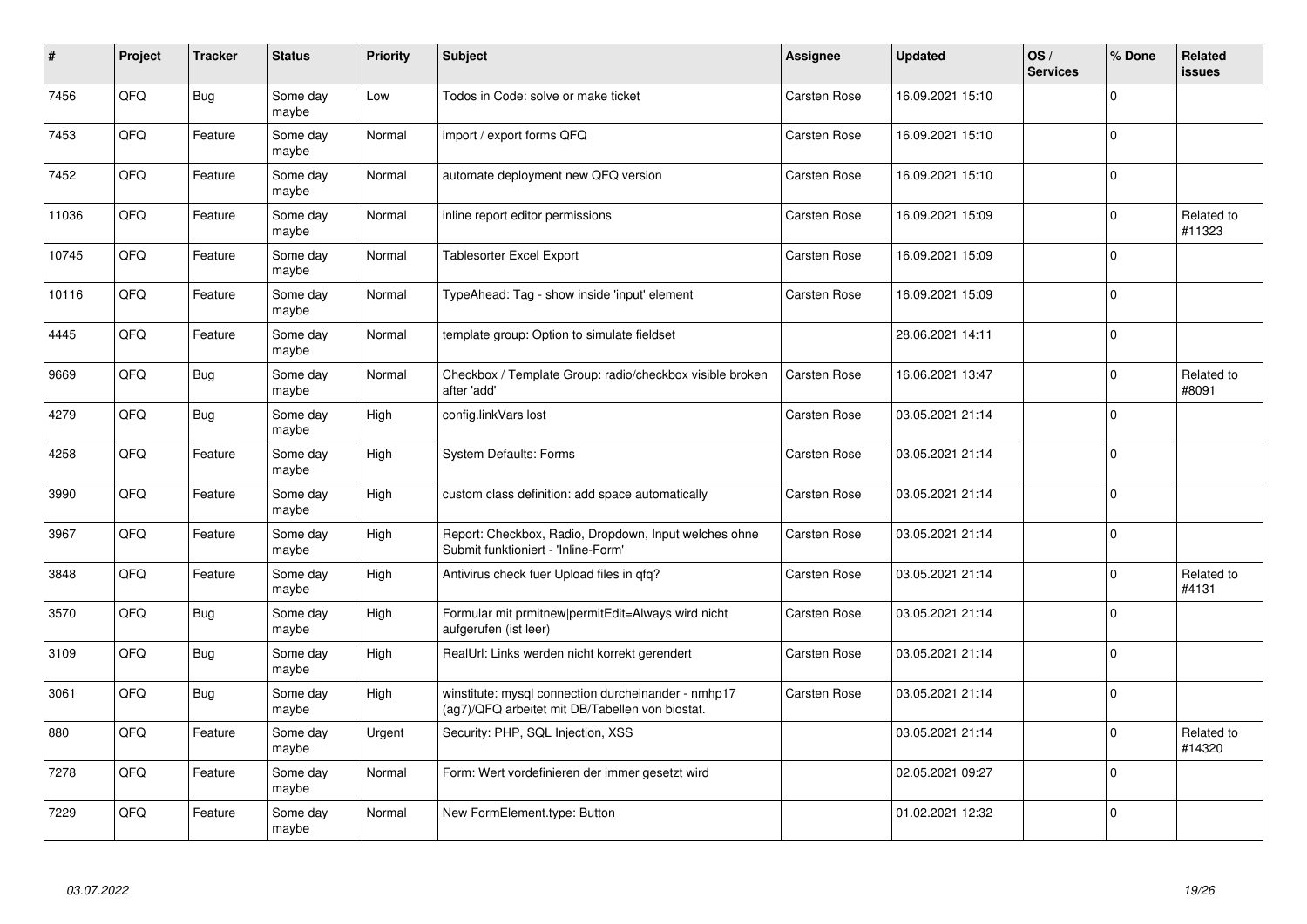| # | Project | Tracker | Status | Priority | Subject | Assignee | Updated | OS / Services | % Done | Related issues |
|---|---|---|---|---|---|---|---|---|---|---|
| 7456 | QFQ | Bug | Some day maybe | Low | Todos in Code: solve or make ticket | Carsten Rose | 16.09.2021 15:10 | | 0 | |
| 7453 | QFQ | Feature | Some day maybe | Normal | import / export forms QFQ | Carsten Rose | 16.09.2021 15:10 | | 0 | |
| 7452 | QFQ | Feature | Some day maybe | Normal | automate deployment new QFQ version | Carsten Rose | 16.09.2021 15:10 | | 0 | |
| 11036 | QFQ | Feature | Some day maybe | Normal | inline report editor permissions | Carsten Rose | 16.09.2021 15:09 | | 0 | Related to #11323 |
| 10745 | QFQ | Feature | Some day maybe | Normal | Tablesorter Excel Export | Carsten Rose | 16.09.2021 15:09 | | 0 | |
| 10116 | QFQ | Feature | Some day maybe | Normal | TypeAhead: Tag - show inside 'input' element | Carsten Rose | 16.09.2021 15:09 | | 0 | |
| 4445 | QFQ | Feature | Some day maybe | Normal | template group: Option to simulate fieldset | | 28.06.2021 14:11 | | 0 | |
| 9669 | QFQ | Bug | Some day maybe | Normal | Checkbox / Template Group: radio/checkbox visible broken after 'add' | Carsten Rose | 16.06.2021 13:47 | | 0 | Related to #8091 |
| 4279 | QFQ | Bug | Some day maybe | High | config.linkVars lost | Carsten Rose | 03.05.2021 21:14 | | 0 | |
| 4258 | QFQ | Feature | Some day maybe | High | System Defaults: Forms | Carsten Rose | 03.05.2021 21:14 | | 0 | |
| 3990 | QFQ | Feature | Some day maybe | High | custom class definition: add space automatically | Carsten Rose | 03.05.2021 21:14 | | 0 | |
| 3967 | QFQ | Feature | Some day maybe | High | Report: Checkbox, Radio, Dropdown, Input welches ohne Submit funktioniert - 'Inline-Form' | Carsten Rose | 03.05.2021 21:14 | | 0 | |
| 3848 | QFQ | Feature | Some day maybe | High | Antivirus check fuer Upload files in qfq? | Carsten Rose | 03.05.2021 21:14 | | 0 | Related to #4131 |
| 3570 | QFQ | Bug | Some day maybe | High | Formular mit prmitnew\|permitEdit=Always wird nicht aufgerufen (ist leer) | Carsten Rose | 03.05.2021 21:14 | | 0 | |
| 3109 | QFQ | Bug | Some day maybe | High | RealUrl: Links werden nicht korrekt gerendert | Carsten Rose | 03.05.2021 21:14 | | 0 | |
| 3061 | QFQ | Bug | Some day maybe | High | winstitute: mysql connection durcheinander - nmhp17 (ag7)/QFQ arbeitet mit DB/Tabellen von biostat. | Carsten Rose | 03.05.2021 21:14 | | 0 | |
| 880 | QFQ | Feature | Some day maybe | Urgent | Security: PHP, SQL Injection, XSS | | 03.05.2021 21:14 | | 0 | Related to #14320 |
| 7278 | QFQ | Feature | Some day maybe | Normal | Form: Wert vordefinieren der immer gesetzt wird | | 02.05.2021 09:27 | | 0 | |
| 7229 | QFQ | Feature | Some day maybe | Normal | New FormElement.type: Button | | 01.02.2021 12:32 | | 0 | |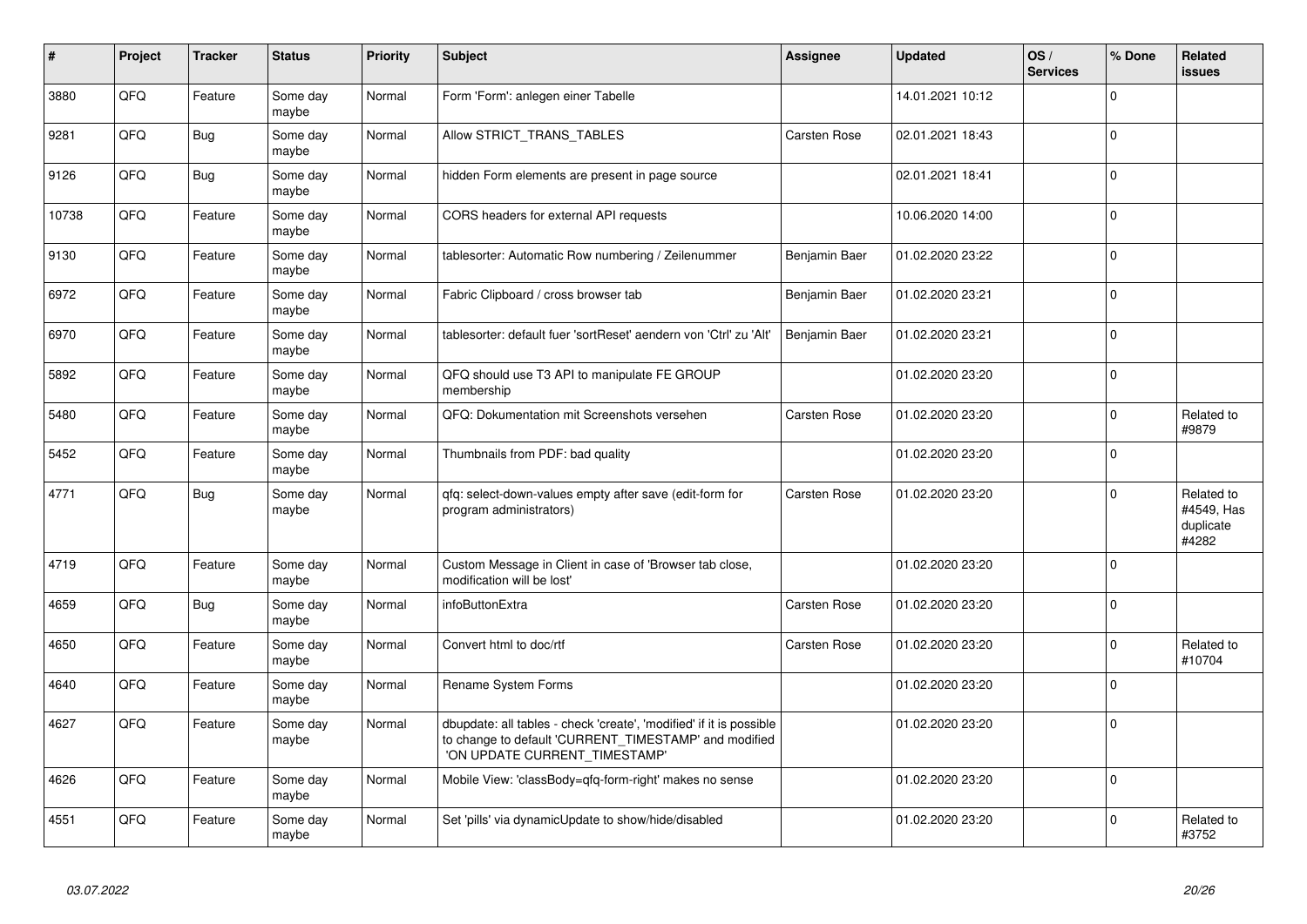| # | Project | Tracker | Status | Priority | Subject | Assignee | Updated | OS / Services | % Done | Related issues |
|---|---|---|---|---|---|---|---|---|---|---|
| 3880 | QFQ | Feature | Some day maybe | Normal | Form 'Form': anlegen einer Tabelle | | 14.01.2021 10:12 | | 0 | |
| 9281 | QFQ | Bug | Some day maybe | Normal | Allow STRICT_TRANS_TABLES | Carsten Rose | 02.01.2021 18:43 | | 0 | |
| 9126 | QFQ | Bug | Some day maybe | Normal | hidden Form elements are present in page source | | 02.01.2021 18:41 | | 0 | |
| 10738 | QFQ | Feature | Some day maybe | Normal | CORS headers for external API requests | | 10.06.2020 14:00 | | 0 | |
| 9130 | QFQ | Feature | Some day maybe | Normal | tablesorter: Automatic Row numbering / Zeilenummer | Benjamin Baer | 01.02.2020 23:22 | | 0 | |
| 6972 | QFQ | Feature | Some day maybe | Normal | Fabric Clipboard / cross browser tab | Benjamin Baer | 01.02.2020 23:21 | | 0 | |
| 6970 | QFQ | Feature | Some day maybe | Normal | tablesorter: default fuer 'sortReset' aendern von 'Ctrl' zu 'Alt' | Benjamin Baer | 01.02.2020 23:21 | | 0 | |
| 5892 | QFQ | Feature | Some day maybe | Normal | QFQ should use T3 API to manipulate FE GROUP membership | | 01.02.2020 23:20 | | 0 | |
| 5480 | QFQ | Feature | Some day maybe | Normal | QFQ: Dokumentation mit Screenshots versehen | Carsten Rose | 01.02.2020 23:20 | | 0 | Related to #9879 |
| 5452 | QFQ | Feature | Some day maybe | Normal | Thumbnails from PDF: bad quality | | 01.02.2020 23:20 | | 0 | |
| 4771 | QFQ | Bug | Some day maybe | Normal | qfq: select-down-values empty after save (edit-form for program administrators) | Carsten Rose | 01.02.2020 23:20 | | 0 | Related to #4549, Has duplicate #4282 |
| 4719 | QFQ | Feature | Some day maybe | Normal | Custom Message in Client in case of 'Browser tab close, modification will be lost' | | 01.02.2020 23:20 | | 0 | |
| 4659 | QFQ | Bug | Some day maybe | Normal | infoButtonExtra | Carsten Rose | 01.02.2020 23:20 | | 0 | |
| 4650 | QFQ | Feature | Some day maybe | Normal | Convert html to doc/rtf | Carsten Rose | 01.02.2020 23:20 | | 0 | Related to #10704 |
| 4640 | QFQ | Feature | Some day maybe | Normal | Rename System Forms | | 01.02.2020 23:20 | | 0 | |
| 4627 | QFQ | Feature | Some day maybe | Normal | dbupdate: all tables - check 'create', 'modified' if it is possible to change to default 'CURRENT_TIMESTAMP' and modified 'ON UPDATE CURRENT_TIMESTAMP' | | 01.02.2020 23:20 | | 0 | |
| 4626 | QFQ | Feature | Some day maybe | Normal | Mobile View: 'classBody=qfq-form-right' makes no sense | | 01.02.2020 23:20 | | 0 | |
| 4551 | QFQ | Feature | Some day maybe | Normal | Set 'pills' via dynamicUpdate to show/hide/disabled | | 01.02.2020 23:20 | | 0 | Related to #3752 |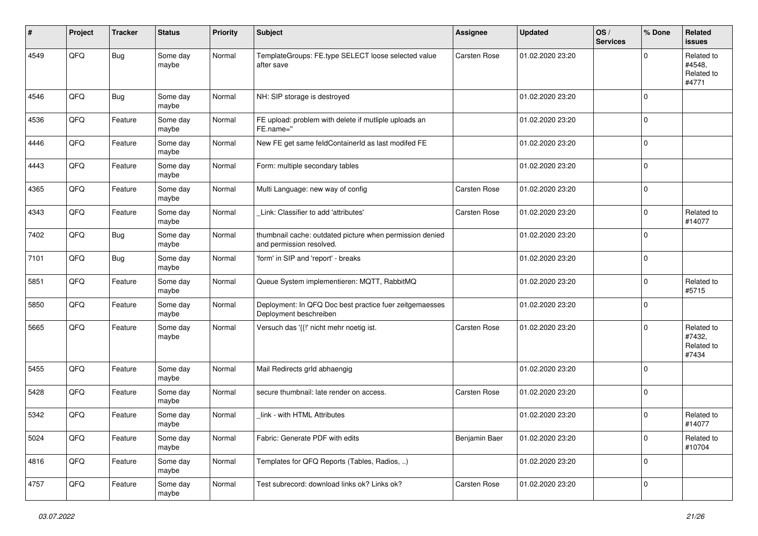| # | Project | Tracker | Status | Priority | Subject | Assignee | Updated | OS / Services | % Done | Related issues |
|---|---|---|---|---|---|---|---|---|---|---|
| 4549 | QFQ | Bug | Some day maybe | Normal | TemplateGroups: FE.type SELECT loose selected value after save | Carsten Rose | 01.02.2020 23:20 | | 0 | Related to #4548, Related to #4771 |
| 4546 | QFQ | Bug | Some day maybe | Normal | NH: SIP storage is destroyed | | 01.02.2020 23:20 | | 0 | |
| 4536 | QFQ | Feature | Some day maybe | Normal | FE upload: problem with delete if mutliple uploads an FE.name=" | | 01.02.2020 23:20 | | 0 | |
| 4446 | QFQ | Feature | Some day maybe | Normal | New FE get same feldContainerId as last modifed FE | | 01.02.2020 23:20 | | 0 | |
| 4443 | QFQ | Feature | Some day maybe | Normal | Form: multiple secondary tables | | 01.02.2020 23:20 | | 0 | |
| 4365 | QFQ | Feature | Some day maybe | Normal | Multi Language: new way of config | Carsten Rose | 01.02.2020 23:20 | | 0 | |
| 4343 | QFQ | Feature | Some day maybe | Normal | _Link: Classifier to add 'attributes' | Carsten Rose | 01.02.2020 23:20 | | 0 | Related to #14077 |
| 7402 | QFQ | Bug | Some day maybe | Normal | thumbnail cache: outdated picture when permission denied and permission resolved. | | 01.02.2020 23:20 | | 0 | |
| 7101 | QFQ | Bug | Some day maybe | Normal | 'form' in SIP and 'report' - breaks | | 01.02.2020 23:20 | | 0 | |
| 5851 | QFQ | Feature | Some day maybe | Normal | Queue System implementieren: MQTT, RabbitMQ | | 01.02.2020 23:20 | | 0 | Related to #5715 |
| 5850 | QFQ | Feature | Some day maybe | Normal | Deployment: In QFQ Doc best practice fuer zeitgemaesses Deployment beschreiben | | 01.02.2020 23:20 | | 0 | |
| 5665 | QFQ | Feature | Some day maybe | Normal | Versuch das '{{!' nicht mehr noetig ist. | Carsten Rose | 01.02.2020 23:20 | | 0 | Related to #7432, Related to #7434 |
| 5455 | QFQ | Feature | Some day maybe | Normal | Mail Redirects grId abhaengig | | 01.02.2020 23:20 | | 0 | |
| 5428 | QFQ | Feature | Some day maybe | Normal | secure thumbnail: late render on access. | Carsten Rose | 01.02.2020 23:20 | | 0 | |
| 5342 | QFQ | Feature | Some day maybe | Normal | _link - with HTML Attributes | | 01.02.2020 23:20 | | 0 | Related to #14077 |
| 5024 | QFQ | Feature | Some day maybe | Normal | Fabric: Generate PDF with edits | Benjamin Baer | 01.02.2020 23:20 | | 0 | Related to #10704 |
| 4816 | QFQ | Feature | Some day maybe | Normal | Templates for QFQ Reports (Tables, Radios, ..) | | 01.02.2020 23:20 | | 0 | |
| 4757 | QFQ | Feature | Some day maybe | Normal | Test subrecord: download links ok? Links ok? | Carsten Rose | 01.02.2020 23:20 | | 0 | |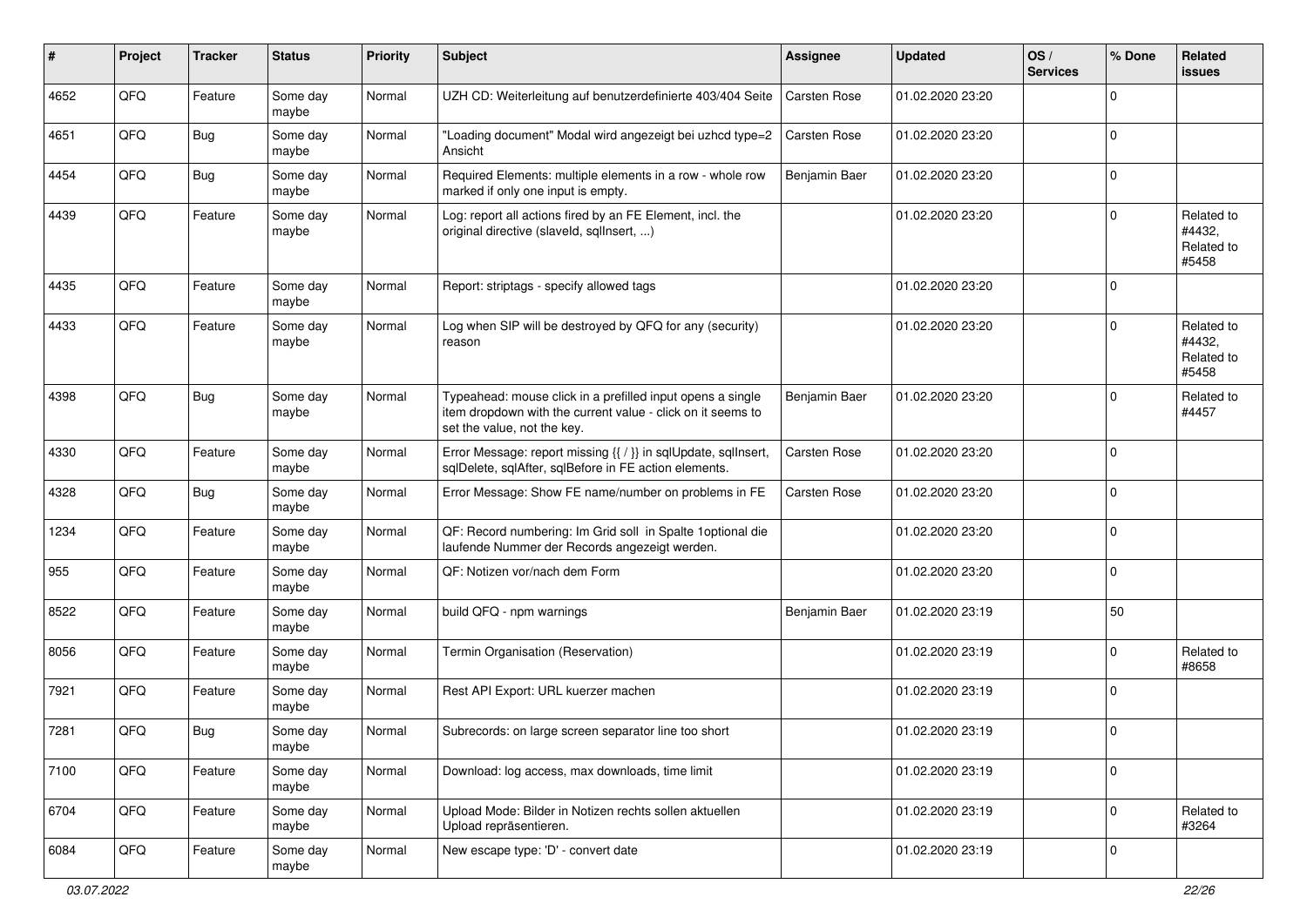| # | Project | Tracker | Status | Priority | Subject | Assignee | Updated | OS / Services | % Done | Related issues |
|---|---|---|---|---|---|---|---|---|---|---|
| 4652 | QFQ | Feature | Some day maybe | Normal | UZH CD: Weiterleitung auf benutzerdefinierte 403/404 Seite | Carsten Rose | 01.02.2020 23:20 | | 0 | |
| 4651 | QFQ | Bug | Some day maybe | Normal | "Loading document" Modal wird angezeigt bei uzhcd type=2 Ansicht | Carsten Rose | 01.02.2020 23:20 | | 0 | |
| 4454 | QFQ | Bug | Some day maybe | Normal | Required Elements: multiple elements in a row - whole row marked if only one input is empty. | Benjamin Baer | 01.02.2020 23:20 | | 0 | |
| 4439 | QFQ | Feature | Some day maybe | Normal | Log: report all actions fired by an FE Element, incl. the original directive (slaveId, sqlInsert, ...) | | 01.02.2020 23:20 | | 0 | Related to #4432, Related to #5458 |
| 4435 | QFQ | Feature | Some day maybe | Normal | Report: striptags - specify allowed tags | | 01.02.2020 23:20 | | 0 | |
| 4433 | QFQ | Feature | Some day maybe | Normal | Log when SIP will be destroyed by QFQ for any (security) reason | | 01.02.2020 23:20 | | 0 | Related to #4432, Related to #5458 |
| 4398 | QFQ | Bug | Some day maybe | Normal | Typeahead: mouse click in a prefilled input opens a single item dropdown with the current value - click on it seems to set the value, not the key. | Benjamin Baer | 01.02.2020 23:20 | | 0 | Related to #4457 |
| 4330 | QFQ | Feature | Some day maybe | Normal | Error Message: report missing {{ / }} in sqlUpdate, sqlInsert, sqlDelete, sqlAfter, sqlBefore in FE action elements. | Carsten Rose | 01.02.2020 23:20 | | 0 | |
| 4328 | QFQ | Bug | Some day maybe | Normal | Error Message: Show FE name/number on problems in FE | Carsten Rose | 01.02.2020 23:20 | | 0 | |
| 1234 | QFQ | Feature | Some day maybe | Normal | QF: Record numbering: Im Grid soll in Spalte 1optional die laufende Nummer der Records angezeigt werden. | | 01.02.2020 23:20 | | 0 | |
| 955 | QFQ | Feature | Some day maybe | Normal | QF: Notizen vor/nach dem Form | | 01.02.2020 23:20 | | 0 | |
| 8522 | QFQ | Feature | Some day maybe | Normal | build QFQ - npm warnings | Benjamin Baer | 01.02.2020 23:19 | | 50 | |
| 8056 | QFQ | Feature | Some day maybe | Normal | Termin Organisation (Reservation) | | 01.02.2020 23:19 | | 0 | Related to #8658 |
| 7921 | QFQ | Feature | Some day maybe | Normal | Rest API Export: URL kuerzer machen | | 01.02.2020 23:19 | | 0 | |
| 7281 | QFQ | Bug | Some day maybe | Normal | Subrecords: on large screen separator line too short | | 01.02.2020 23:19 | | 0 | |
| 7100 | QFQ | Feature | Some day maybe | Normal | Download: log access, max downloads, time limit | | 01.02.2020 23:19 | | 0 | |
| 6704 | QFQ | Feature | Some day maybe | Normal | Upload Mode: Bilder in Notizen rechts sollen aktuellen Upload repräsentieren. | | 01.02.2020 23:19 | | 0 | Related to #3264 |
| 6084 | QFQ | Feature | Some day maybe | Normal | New escape type: 'D' - convert date | | 01.02.2020 23:19 | | 0 | |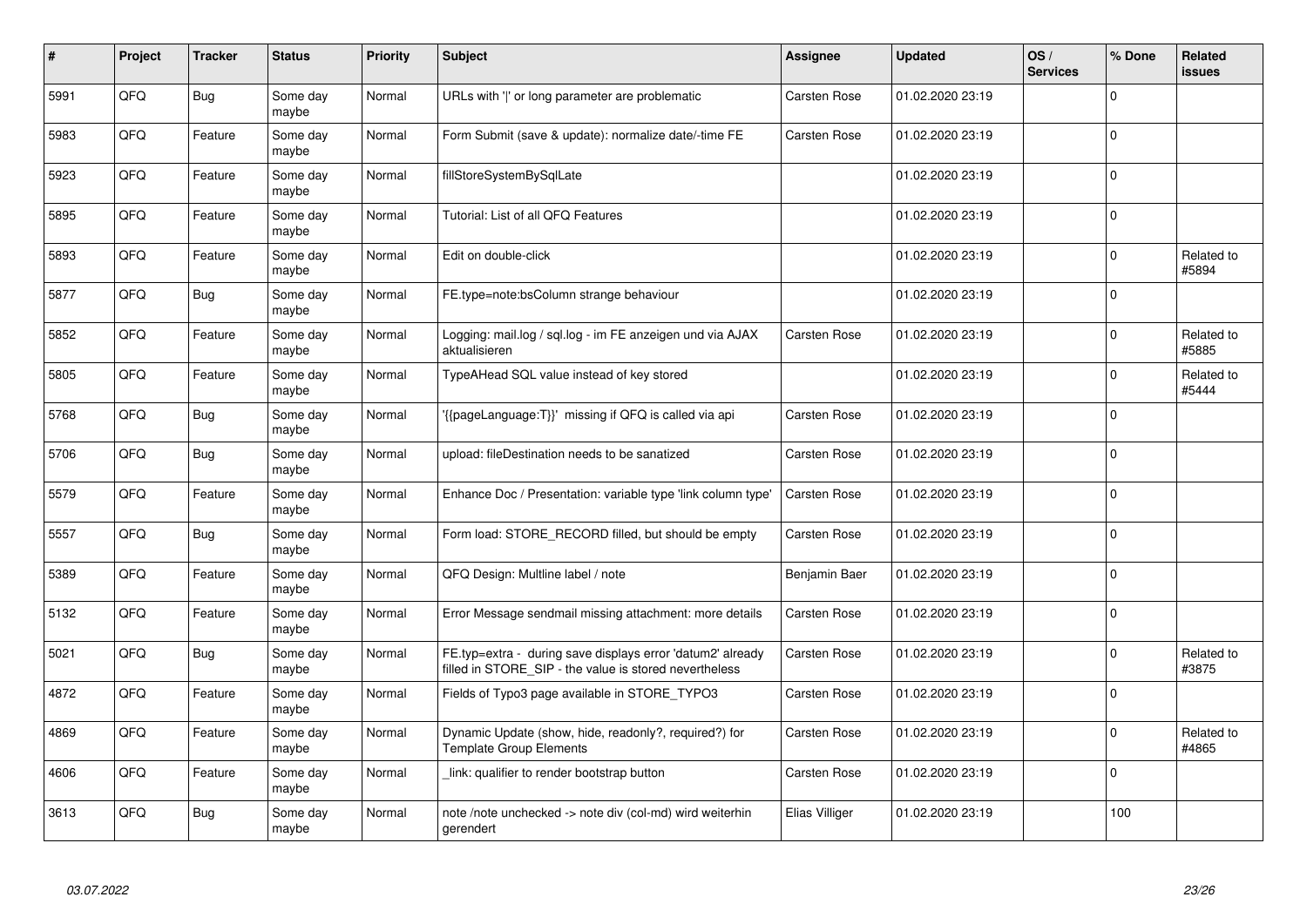| # | Project | Tracker | Status | Priority | Subject | Assignee | Updated | OS / Services | % Done | Related issues |
|---|---|---|---|---|---|---|---|---|---|---|
| 5991 | QFQ | Bug | Some day maybe | Normal | URLs with '&#124;' or long parameter are problematic | Carsten Rose | 01.02.2020 23:19 | | 0 | |
| 5983 | QFQ | Feature | Some day maybe | Normal | Form Submit (save & update): normalize date/-time FE | Carsten Rose | 01.02.2020 23:19 | | 0 | |
| 5923 | QFQ | Feature | Some day maybe | Normal | fillStoreSystemBySqlLate | | 01.02.2020 23:19 | | 0 | |
| 5895 | QFQ | Feature | Some day maybe | Normal | Tutorial: List of all QFQ Features | | 01.02.2020 23:19 | | 0 | |
| 5893 | QFQ | Feature | Some day maybe | Normal | Edit on double-click | | 01.02.2020 23:19 | | 0 | Related to #5894 |
| 5877 | QFQ | Bug | Some day maybe | Normal | FE.type=note:bsColumn strange behaviour | | 01.02.2020 23:19 | | 0 | |
| 5852 | QFQ | Feature | Some day maybe | Normal | Logging: mail.log / sql.log - im FE anzeigen und via AJAX aktualisieren | Carsten Rose | 01.02.2020 23:19 | | 0 | Related to #5885 |
| 5805 | QFQ | Feature | Some day maybe | Normal | TypeAHead SQL value instead of key stored | | 01.02.2020 23:19 | | 0 | Related to #5444 |
| 5768 | QFQ | Bug | Some day maybe | Normal | '{{pageLanguage:T}}' missing if QFQ is called via api | Carsten Rose | 01.02.2020 23:19 | | 0 | |
| 5706 | QFQ | Bug | Some day maybe | Normal | upload: fileDestination needs to be sanatized | Carsten Rose | 01.02.2020 23:19 | | 0 | |
| 5579 | QFQ | Feature | Some day maybe | Normal | Enhance Doc / Presentation: variable type 'link column type' | Carsten Rose | 01.02.2020 23:19 | | 0 | |
| 5557 | QFQ | Bug | Some day maybe | Normal | Form load: STORE_RECORD filled, but should be empty | Carsten Rose | 01.02.2020 23:19 | | 0 | |
| 5389 | QFQ | Feature | Some day maybe | Normal | QFQ Design: Multline label / note | Benjamin Baer | 01.02.2020 23:19 | | 0 | |
| 5132 | QFQ | Feature | Some day maybe | Normal | Error Message sendmail missing attachment: more details | Carsten Rose | 01.02.2020 23:19 | | 0 | |
| 5021 | QFQ | Bug | Some day maybe | Normal | FE.typ=extra - during save displays error 'datum2' already filled in STORE_SIP - the value is stored nevertheless | Carsten Rose | 01.02.2020 23:19 | | 0 | Related to #3875 |
| 4872 | QFQ | Feature | Some day maybe | Normal | Fields of Typo3 page available in STORE_TYPO3 | Carsten Rose | 01.02.2020 23:19 | | 0 | |
| 4869 | QFQ | Feature | Some day maybe | Normal | Dynamic Update (show, hide, readonly?, required?) for Template Group Elements | Carsten Rose | 01.02.2020 23:19 | | 0 | Related to #4865 |
| 4606 | QFQ | Feature | Some day maybe | Normal | _link: qualifier to render bootstrap button | Carsten Rose | 01.02.2020 23:19 | | 0 | |
| 3613 | QFQ | Bug | Some day maybe | Normal | note /note unchecked -> note div (col-md) wird weiterhin gerendert | Elias Villiger | 01.02.2020 23:19 | | 100 | |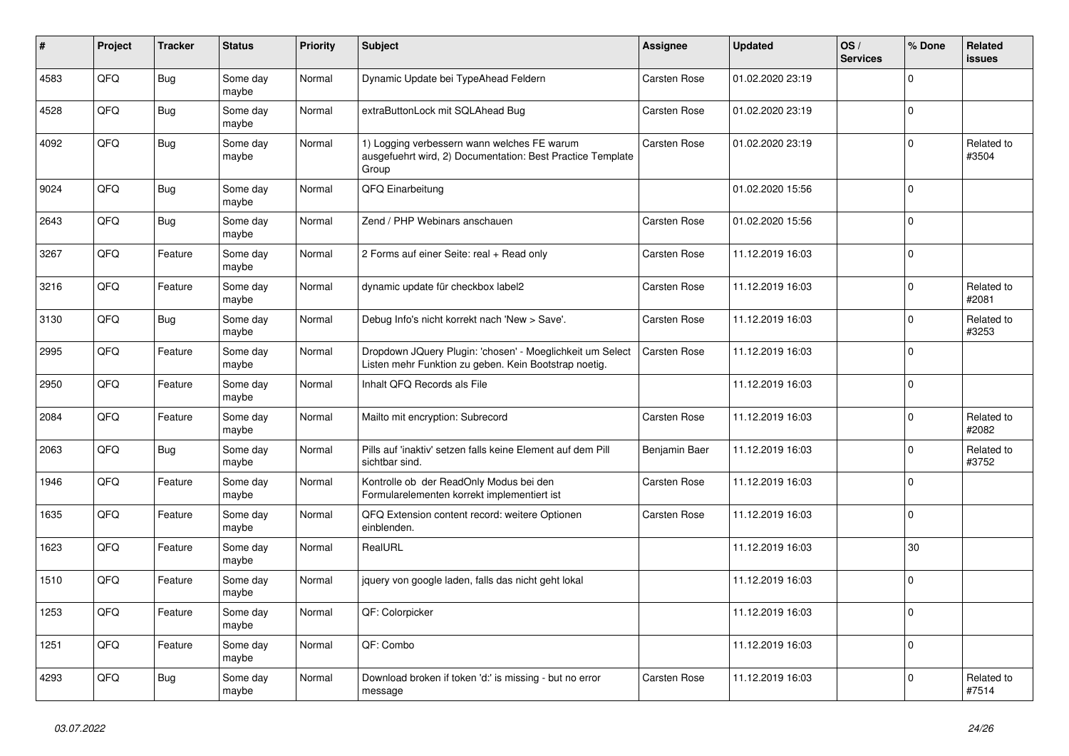| # | Project | Tracker | Status | Priority | Subject | Assignee | Updated | OS / Services | % Done | Related issues |
|---|---|---|---|---|---|---|---|---|---|---|
| 4583 | QFQ | Bug | Some day maybe | Normal | Dynamic Update bei TypeAhead Feldern | Carsten Rose | 01.02.2020 23:19 | | 0 | |
| 4528 | QFQ | Bug | Some day maybe | Normal | extraButtonLock mit SQLAhead Bug | Carsten Rose | 01.02.2020 23:19 | | 0 | |
| 4092 | QFQ | Bug | Some day maybe | Normal | 1) Logging verbessern wann welches FE warum ausgefuehrt wird, 2) Documentation: Best Practice Template Group | Carsten Rose | 01.02.2020 23:19 | | 0 | Related to #3504 |
| 9024 | QFQ | Bug | Some day maybe | Normal | QFQ Einarbeitung | | 01.02.2020 15:56 | | 0 | |
| 2643 | QFQ | Bug | Some day maybe | Normal | Zend / PHP Webinars anschauen | Carsten Rose | 01.02.2020 15:56 | | 0 | |
| 3267 | QFQ | Feature | Some day maybe | Normal | 2 Forms auf einer Seite: real + Read only | Carsten Rose | 11.12.2019 16:03 | | 0 | |
| 3216 | QFQ | Feature | Some day maybe | Normal | dynamic update für checkbox label2 | Carsten Rose | 11.12.2019 16:03 | | 0 | Related to #2081 |
| 3130 | QFQ | Bug | Some day maybe | Normal | Debug Info's nicht korrekt nach 'New > Save'. | Carsten Rose | 11.12.2019 16:03 | | 0 | Related to #3253 |
| 2995 | QFQ | Feature | Some day maybe | Normal | Dropdown JQuery Plugin: 'chosen' - Moeglichkeit um Select Listen mehr Funktion zu geben. Kein Bootstrap noetig. | Carsten Rose | 11.12.2019 16:03 | | 0 | |
| 2950 | QFQ | Feature | Some day maybe | Normal | Inhalt QFQ Records als File | | 11.12.2019 16:03 | | 0 | |
| 2084 | QFQ | Feature | Some day maybe | Normal | Mailto mit encryption: Subrecord | Carsten Rose | 11.12.2019 16:03 | | 0 | Related to #2082 |
| 2063 | QFQ | Bug | Some day maybe | Normal | Pills auf 'inaktiv' setzen falls keine Element auf dem Pill sichtbar sind. | Benjamin Baer | 11.12.2019 16:03 | | 0 | Related to #3752 |
| 1946 | QFQ | Feature | Some day maybe | Normal | Kontrolle ob der ReadOnly Modus bei den Formularelementen korrekt implementiert ist | Carsten Rose | 11.12.2019 16:03 | | 0 | |
| 1635 | QFQ | Feature | Some day maybe | Normal | QFQ Extension content record: weitere Optionen einblenden. | Carsten Rose | 11.12.2019 16:03 | | 0 | |
| 1623 | QFQ | Feature | Some day maybe | Normal | RealURL | | 11.12.2019 16:03 | | 30 | |
| 1510 | QFQ | Feature | Some day maybe | Normal | jquery von google laden, falls das nicht geht lokal | | 11.12.2019 16:03 | | 0 | |
| 1253 | QFQ | Feature | Some day maybe | Normal | QF: Colorpicker | | 11.12.2019 16:03 | | 0 | |
| 1251 | QFQ | Feature | Some day maybe | Normal | QF: Combo | | 11.12.2019 16:03 | | 0 | |
| 4293 | QFQ | Bug | Some day maybe | Normal | Download broken if token 'd:' is missing - but no error message | Carsten Rose | 11.12.2019 16:03 | | 0 | Related to #7514 |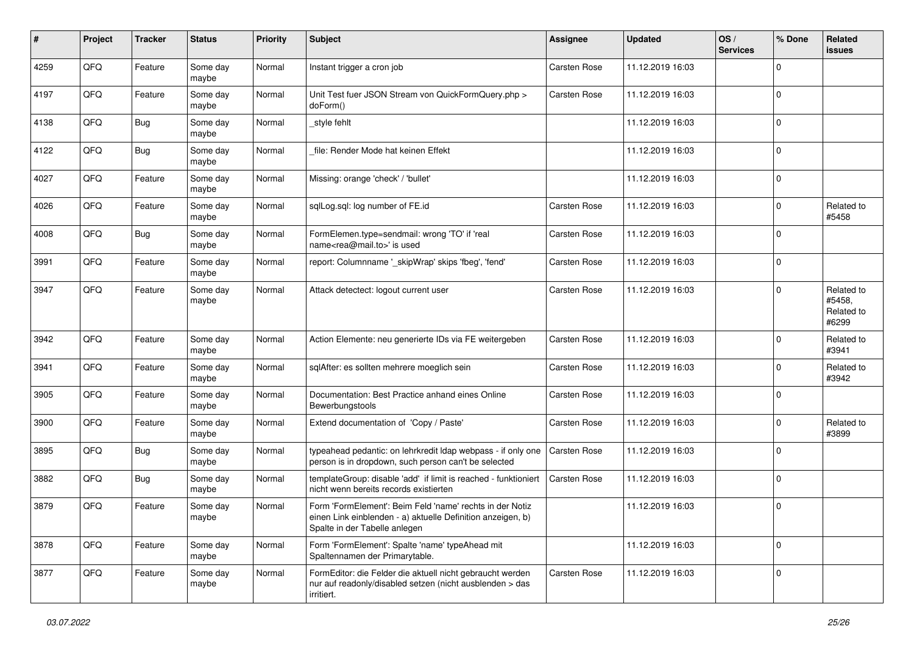| # | Project | Tracker | Status | Priority | Subject | Assignee | Updated | OS / Services | % Done | Related issues |
|---|---|---|---|---|---|---|---|---|---|---|
| 4259 | QFQ | Feature | Some day maybe | Normal | Instant trigger a cron job | Carsten Rose | 11.12.2019 16:03 | | 0 | |
| 4197 | QFQ | Feature | Some day maybe | Normal | Unit Test fuer JSON Stream von QuickFormQuery.php > doForm() | Carsten Rose | 11.12.2019 16:03 | | 0 | |
| 4138 | QFQ | Bug | Some day maybe | Normal | _style fehlt | | 11.12.2019 16:03 | | 0 | |
| 4122 | QFQ | Bug | Some day maybe | Normal | _file: Render Mode hat keinen Effekt | | 11.12.2019 16:03 | | 0 | |
| 4027 | QFQ | Feature | Some day maybe | Normal | Missing: orange 'check' / 'bullet' | | 11.12.2019 16:03 | | 0 | |
| 4026 | QFQ | Feature | Some day maybe | Normal | sqlLog.sql: log number of FE.id | Carsten Rose | 11.12.2019 16:03 | | 0 | Related to #5458 |
| 4008 | QFQ | Bug | Some day maybe | Normal | FormElemen.type=sendmail: wrong 'TO' if 'real name<rea@mail.to>' is used | Carsten Rose | 11.12.2019 16:03 | | 0 | |
| 3991 | QFQ | Feature | Some day maybe | Normal | report: Columnname '_skipWrap' skips 'fbeg', 'fend' | Carsten Rose | 11.12.2019 16:03 | | 0 | |
| 3947 | QFQ | Feature | Some day maybe | Normal | Attack detectect: logout current user | Carsten Rose | 11.12.2019 16:03 | | 0 | Related to #5458, Related to #6299 |
| 3942 | QFQ | Feature | Some day maybe | Normal | Action Elemente: neu generierte IDs via FE weitergeben | Carsten Rose | 11.12.2019 16:03 | | 0 | Related to #3941 |
| 3941 | QFQ | Feature | Some day maybe | Normal | sqlAfter: es sollten mehrere moeglich sein | Carsten Rose | 11.12.2019 16:03 | | 0 | Related to #3942 |
| 3905 | QFQ | Feature | Some day maybe | Normal | Documentation: Best Practice anhand eines Online Bewerbungstools | Carsten Rose | 11.12.2019 16:03 | | 0 | |
| 3900 | QFQ | Feature | Some day maybe | Normal | Extend documentation of 'Copy / Paste' | Carsten Rose | 11.12.2019 16:03 | | 0 | Related to #3899 |
| 3895 | QFQ | Bug | Some day maybe | Normal | typeahead pedantic: on lehrkredit ldap webpass - if only one person is in dropdown, such person can't be selected | Carsten Rose | 11.12.2019 16:03 | | 0 | |
| 3882 | QFQ | Bug | Some day maybe | Normal | templateGroup: disable 'add' if limit is reached - funktioniert nicht wenn bereits records existierten | Carsten Rose | 11.12.2019 16:03 | | 0 | |
| 3879 | QFQ | Feature | Some day maybe | Normal | Form 'FormElement': Beim Feld 'name' rechts in der Notiz einen Link einblenden - a) aktuelle Definition anzeigen, b) Spalte in der Tabelle anlegen | | 11.12.2019 16:03 | | 0 | |
| 3878 | QFQ | Feature | Some day maybe | Normal | Form 'FormElement': Spalte 'name' typeAhead mit Spaltennamen der Primarytable. | | 11.12.2019 16:03 | | 0 | |
| 3877 | QFQ | Feature | Some day maybe | Normal | FormEditor: die Felder die aktuell nicht gebraucht werden nur auf readonly/disabled setzen (nicht ausblenden > das irritiert. | Carsten Rose | 11.12.2019 16:03 | | 0 | |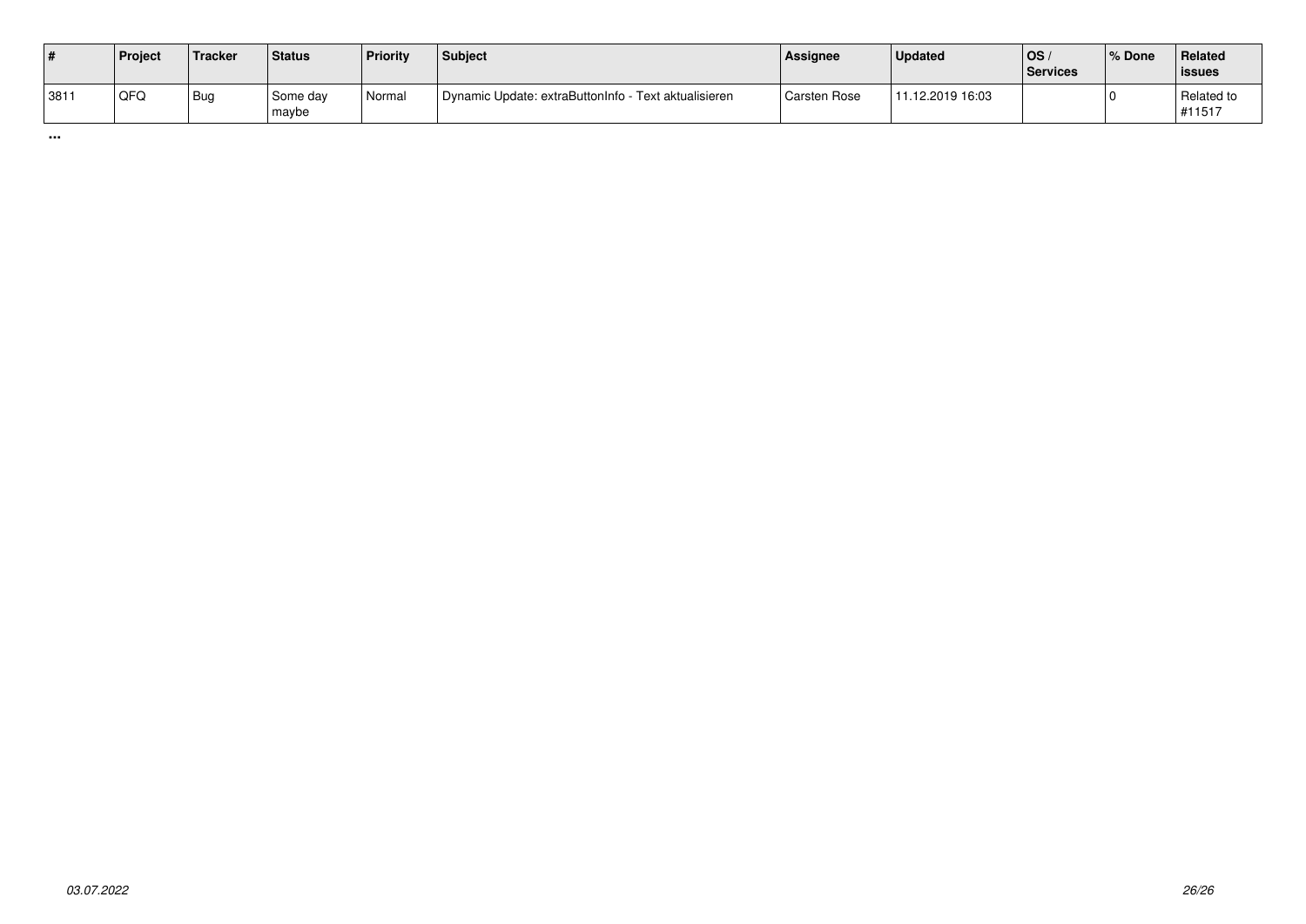| # | Project | Tracker | Status | Priority | Subject | Assignee | Updated | OS / Services | % Done | Related issues |
|---|---|---|---|---|---|---|---|---|---|---|
| 3811 | QFQ | Bug | Some day maybe | Normal | Dynamic Update: extraButtonInfo - Text aktualisieren | Carsten Rose | 11.12.2019 16:03 | | 0 | Related to #11517 |

**...**

*03.07.2022*